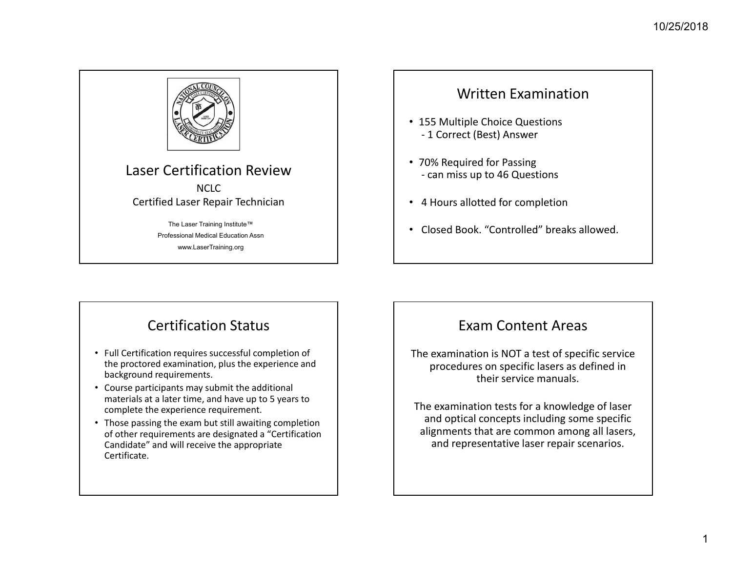# Laser Certification Review

NCLC

Certified Laser Repair Technician

The Laser Training Institute™

Professional Medical Education Assn

www.LaserTraining.org

## Written Examination

- 155 Multiple Choice Questions
  - 1 Correct (Best) Answer
- 70% Required for Passing
  - can miss up to 46 Questions
- 4 Hours allotted for completion
- Closed Book. "Controlled" breaks allowed.

## Certification Status

- Full Certification requires successful completion of the proctored examination, plus the experience and background requirements.
- Course participants may submit the additional materials at a later time, and have up to 5 years to complete the experience requirement.
- Those passing the exam but still awaiting completion of other requirements are designated a "Certification Candidate" and will receive the appropriate Certificate.

## Exam Content Areas

The examination is NOT a test of specific service procedures on specific lasers as defined in their service manuals.

The examination tests for a knowledge of laser and optical concepts including some specific alignments that are common among all lasers, and representative laser repair scenarios.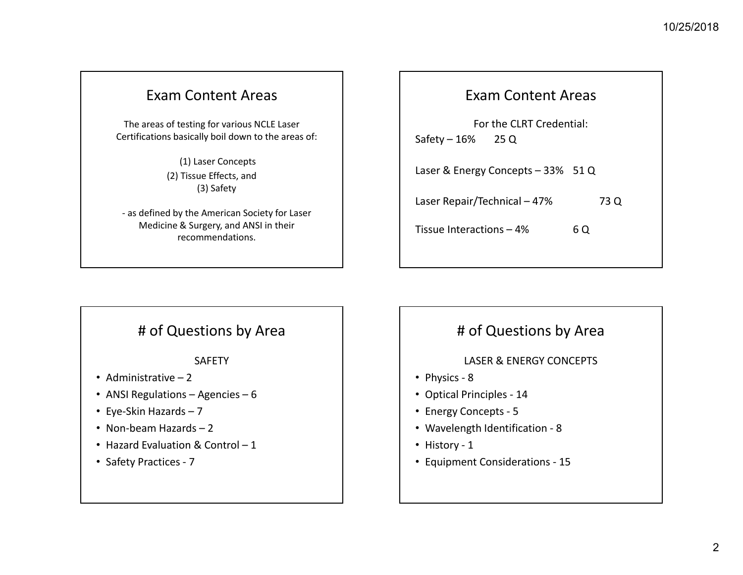## Exam Content Areas

The areas of testing for various NCLE Laser Certifications basically boil down to the areas of:

(1) Laser Concepts
(2) Tissue Effects, and
(3) Safety

- as defined by the American Society for Laser Medicine & Surgery, and ANSI in their recommendations.

## Exam Content Areas

For the CLRT Credential:

| | | |
|---|---|---|
| Safety | 16% | 25 Q |
| Laser & Energy Concepts | 33% | 51 Q |
| Laser Repair/Technical | 47% | 73 Q |
| Tissue Interactions | 4% | 6 Q |

## # of Questions by Area

SAFETY

- Administrative – 2
- ANSI Regulations – Agencies – 6
- Eye-Skin Hazards – 7
- Non-beam Hazards – 2
- Hazard Evaluation & Control – 1
- Safety Practices - 7

## # of Questions by Area

LASER & ENERGY CONCEPTS

- Physics - 8
- Optical Principles - 14
- Energy Concepts - 5
- Wavelength Identification - 8
- History - 1
- Equipment Considerations - 15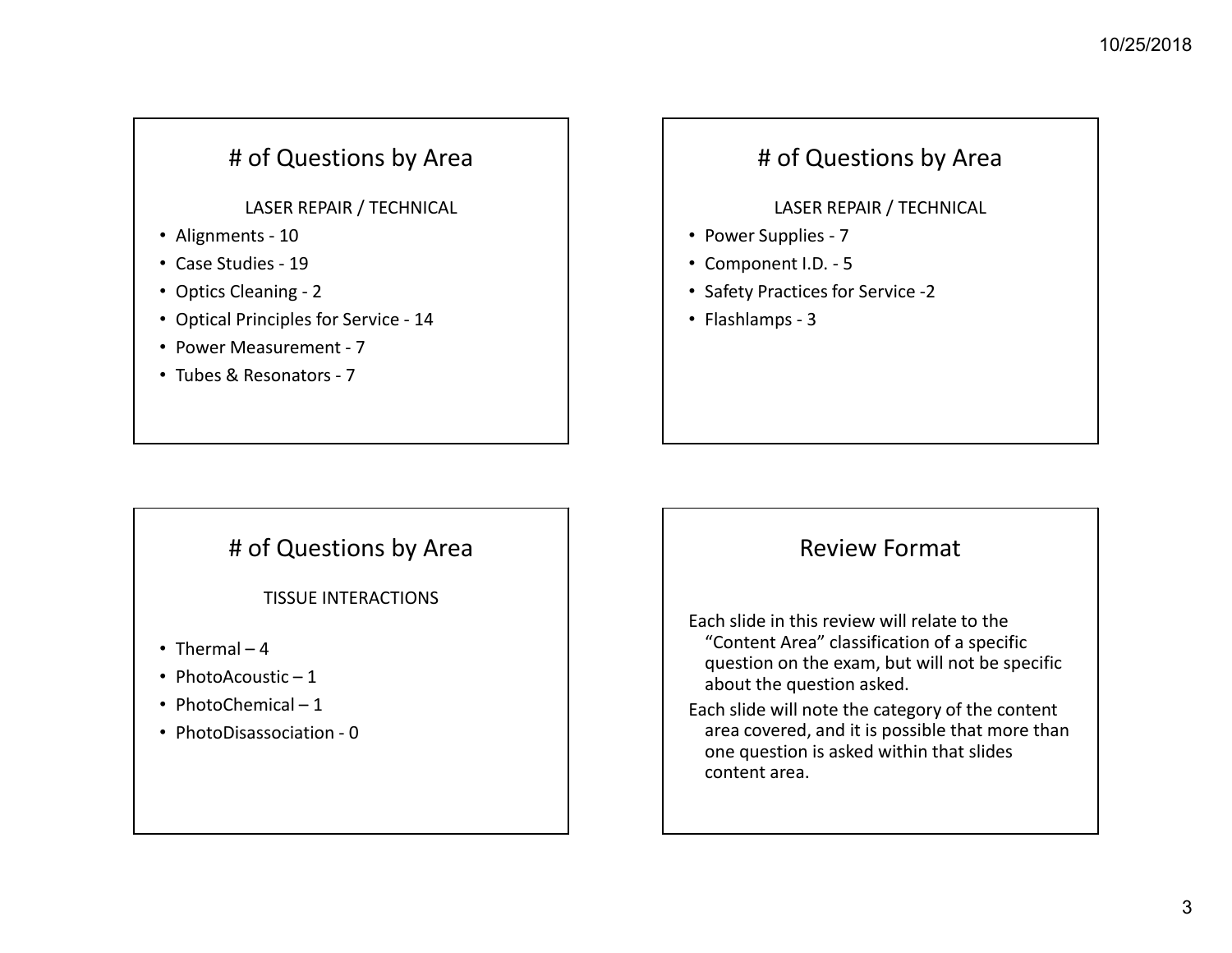## # of Questions by Area

LASER REPAIR / TECHNICAL

- Alignments - 10
- Case Studies - 19
- Optics Cleaning - 2
- Optical Principles for Service - 14
- Power Measurement - 7
- Tubes & Resonators - 7

## # of Questions by Area

LASER REPAIR / TECHNICAL

- Power Supplies - 7
- Component I.D. - 5
- Safety Practices for Service -2
- Flashlamps - 3

## # of Questions by Area

TISSUE INTERACTIONS

- Thermal – 4
- PhotoAcoustic – 1
- PhotoChemical – 1
- PhotoDisassociation - 0

## Review Format

Each slide in this review will relate to the "Content Area" classification of a specific question on the exam, but will not be specific about the question asked.

Each slide will note the category of the content area covered, and it is possible that more than one question is asked within that slides content area.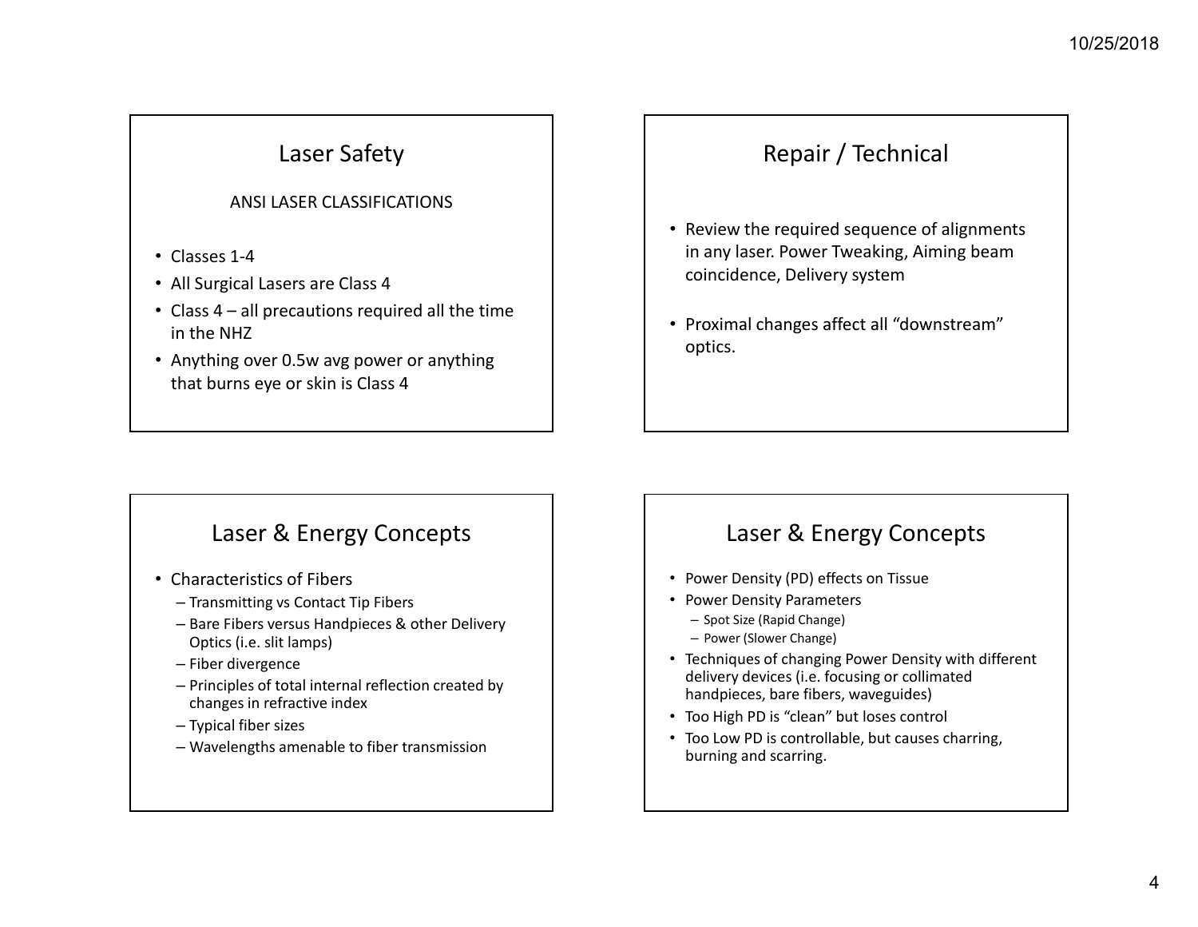## Laser Safety

ANSI LASER CLASSIFICATIONS

- Classes 1-4
- All Surgical Lasers are Class 4
- Class 4 – all precautions required all the time in the NHZ
- Anything over 0.5w avg power or anything that burns eye or skin is Class 4

## Repair / Technical

- Review the required sequence of alignments in any laser. Power Tweaking, Aiming beam coincidence, Delivery system
- Proximal changes affect all "downstream" optics.

## Laser & Energy Concepts

- Characteristics of Fibers
  - Transmitting vs Contact Tip Fibers
  - Bare Fibers versus Handpieces & other Delivery Optics (i.e. slit lamps)
  - Fiber divergence
  - Principles of total internal reflection created by changes in refractive index
  - Typical fiber sizes
  - Wavelengths amenable to fiber transmission

## Laser & Energy Concepts

- Power Density (PD) effects on Tissue
- Power Density Parameters
  - Spot Size (Rapid Change)
  - Power (Slower Change)
- Techniques of changing Power Density with different delivery devices (i.e. focusing or collimated handpieces, bare fibers, waveguides)
- Too High PD is "clean" but loses control
- Too Low PD is controllable, but causes charring, burning and scarring.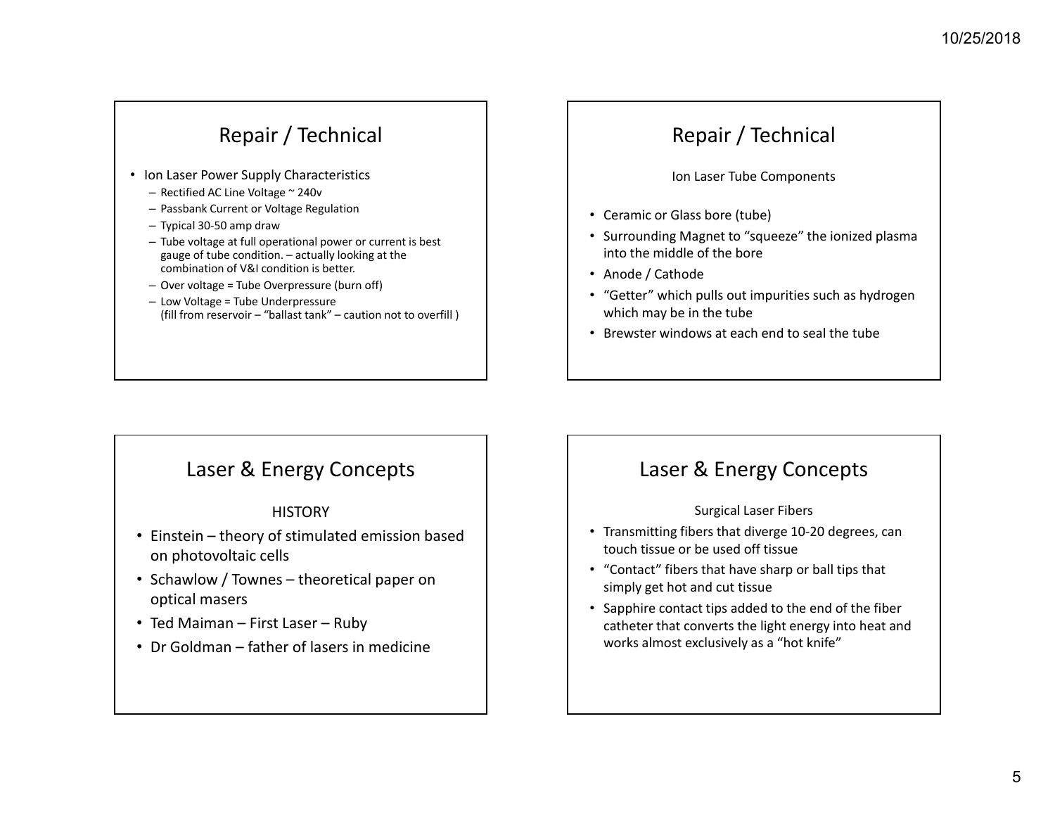## Repair / Technical

- Ion Laser Power Supply Characteristics
  - Rectified AC Line Voltage ~ 240v
  - Passbank Current or Voltage Regulation
  - Typical 30-50 amp draw
  - Tube voltage at full operational power or current is best gauge of tube condition. – actually looking at the combination of V&I condition is better.
  - Over voltage = Tube Overpressure (burn off)
  - Low Voltage = Tube Underpressure (fill from reservoir – "ballast tank" – caution not to overfill )

## Repair / Technical

Ion Laser Tube Components

- Ceramic or Glass bore (tube)
- Surrounding Magnet to "squeeze" the ionized plasma into the middle of the bore
- Anode / Cathode
- "Getter" which pulls out impurities such as hydrogen which may be in the tube
- Brewster windows at each end to seal the tube

## Laser & Energy Concepts

HISTORY

- Einstein – theory of stimulated emission based on photovoltaic cells
- Schawlow / Townes – theoretical paper on optical masers
- Ted Maiman – First Laser – Ruby
- Dr Goldman – father of lasers in medicine

## Laser & Energy Concepts

Surgical Laser Fibers

- Transmitting fibers that diverge 10-20 degrees, can touch tissue or be used off tissue
- "Contact" fibers that have sharp or ball tips that simply get hot and cut tissue
- Sapphire contact tips added to the end of the fiber catheter that converts the light energy into heat and works almost exclusively as a "hot knife"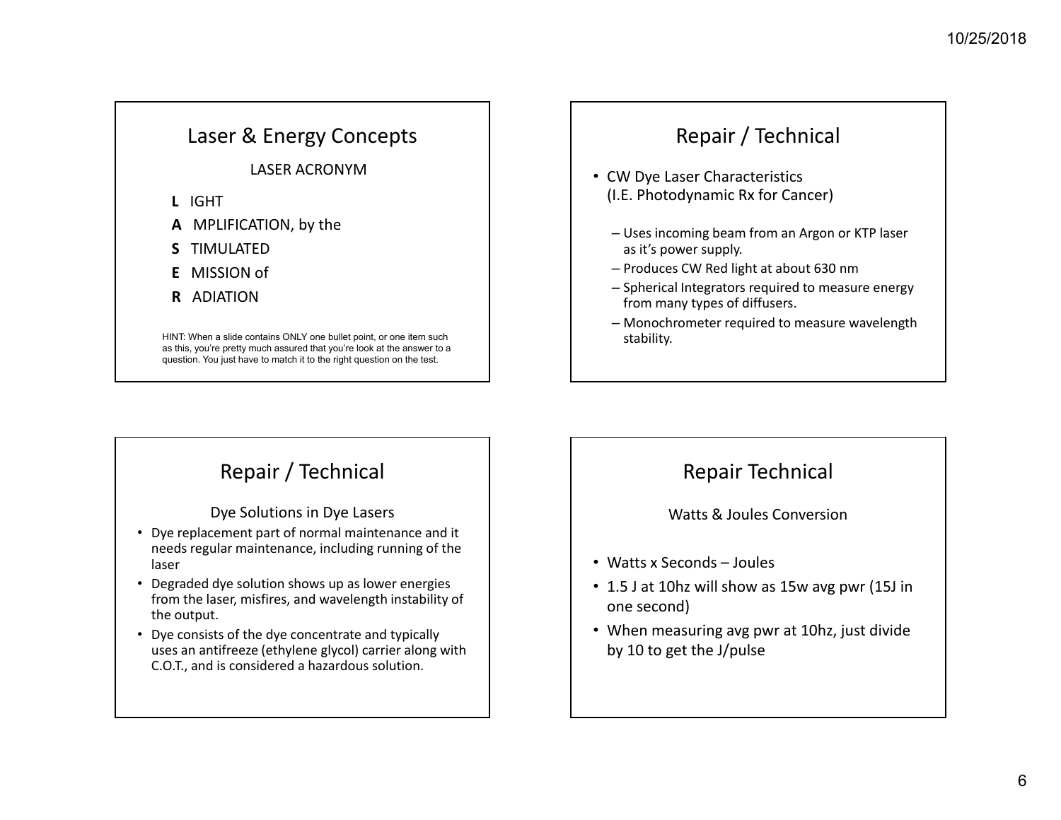## Laser & Energy Concepts

LASER ACRONYM

**L** IGHT

**A** MPLIFICATION, by the

**S** TIMULATED

**E** MISSION of

**R** ADIATION

HINT: When a slide contains ONLY one bullet point, or one item such as this, you're pretty much assured that you're look at the answer to a question. You just have to match it to the right question on the test.

## Repair / Technical

- CW Dye Laser Characteristics (I.E. Photodynamic Rx for Cancer)
  - Uses incoming beam from an Argon or KTP laser as it's power supply.
  - Produces CW Red light at about 630 nm
  - Spherical Integrators required to measure energy from many types of diffusers.
  - Monochrometer required to measure wavelength stability.

## Repair / Technical

Dye Solutions in Dye Lasers

- Dye replacement part of normal maintenance and it needs regular maintenance, including running of the laser
- Degraded dye solution shows up as lower energies from the laser, misfires, and wavelength instability of the output.
- Dye consists of the dye concentrate and typically uses an antifreeze (ethylene glycol) carrier along with C.O.T., and is considered a hazardous solution.

## Repair Technical

Watts & Joules Conversion

- Watts x Seconds – Joules
- 1.5 J at 10hz will show as 15w avg pwr (15J in one second)
- When measuring avg pwr at 10hz, just divide by 10 to get the J/pulse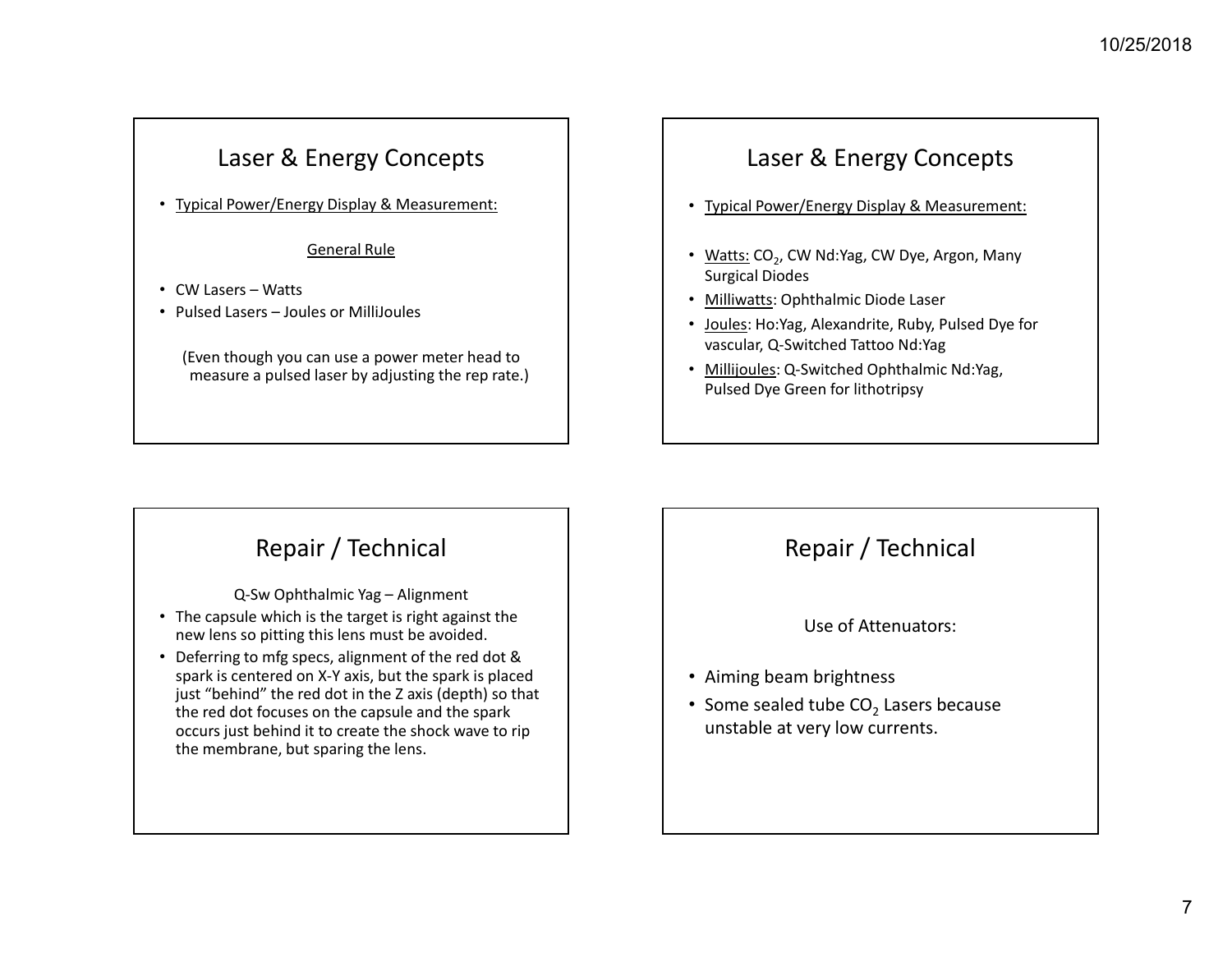## Laser & Energy Concepts

- Typical Power/Energy Display & Measurement:

General Rule

- CW Lasers – Watts
- Pulsed Lasers – Joules or MilliJoules

(Even though you can use a power meter head to measure a pulsed laser by adjusting the rep rate.)

## Laser & Energy Concepts

- Typical Power/Energy Display & Measurement:
- Watts: $CO_2$, CW Nd:Yag, CW Dye, Argon, Many Surgical Diodes
- Milliwatts: Ophthalmic Diode Laser
- Joules: Ho:Yag, Alexandrite, Ruby, Pulsed Dye for vascular, Q-Switched Tattoo Nd:Yag
- Millijoules: Q-Switched Ophthalmic Nd:Yag, Pulsed Dye Green for lithotripsy

## Repair / Technical

Q-Sw Ophthalmic Yag – Alignment

- The capsule which is the target is right against the new lens so pitting this lens must be avoided.
- Deferring to mfg specs, alignment of the red dot & spark is centered on X-Y axis, but the spark is placed just "behind" the red dot in the Z axis (depth) so that the red dot focuses on the capsule and the spark occurs just behind it to create the shock wave to rip the membrane, but sparing the lens.

## Repair / Technical

Use of Attenuators:

- Aiming beam brightness
- Some sealed tube $CO_2$ Lasers because unstable at very low currents.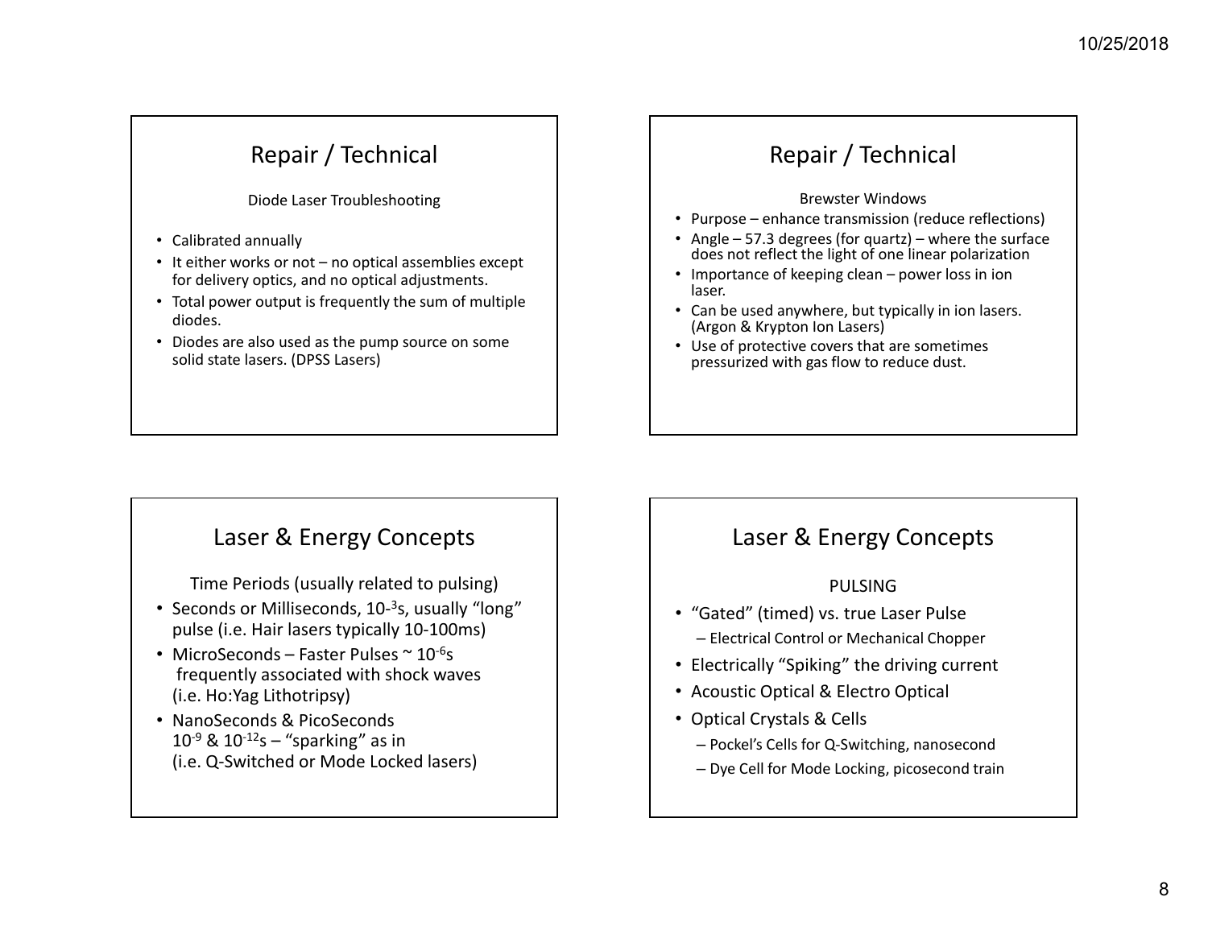## Repair / Technical

Diode Laser Troubleshooting

- Calibrated annually
- It either works or not – no optical assemblies except for delivery optics, and no optical adjustments.
- Total power output is frequently the sum of multiple diodes.
- Diodes are also used as the pump source on some solid state lasers. (DPSS Lasers)

## Repair / Technical

Brewster Windows

- Purpose – enhance transmission (reduce reflections)
- Angle – 57.3 degrees (for quartz) – where the surface does not reflect the light of one linear polarization
- Importance of keeping clean – power loss in ion laser.
- Can be used anywhere, but typically in ion lasers. (Argon & Krypton Ion Lasers)
- Use of protective covers that are sometimes pressurized with gas flow to reduce dust.

## Laser & Energy Concepts

Time Periods (usually related to pulsing)

- Seconds or Milliseconds, $10^{-3}$s, usually "long" pulse (i.e. Hair lasers typically 10-100ms)
- MicroSeconds – Faster Pulses ~ $10^{-6}$s frequently associated with shock waves (i.e. Ho:Yag Lithotripsy)
- NanoSeconds & PicoSeconds $10^{-9}$ & $10^{-12}$s – "sparking" as in (i.e. Q-Switched or Mode Locked lasers)

## Laser & Energy Concepts

PULSING

- "Gated" (timed) vs. true Laser Pulse
  - Electrical Control or Mechanical Chopper
- Electrically "Spiking" the driving current
- Acoustic Optical & Electro Optical
- Optical Crystals & Cells
  - Pockel's Cells for Q-Switching, nanosecond
  - Dye Cell for Mode Locking, picosecond train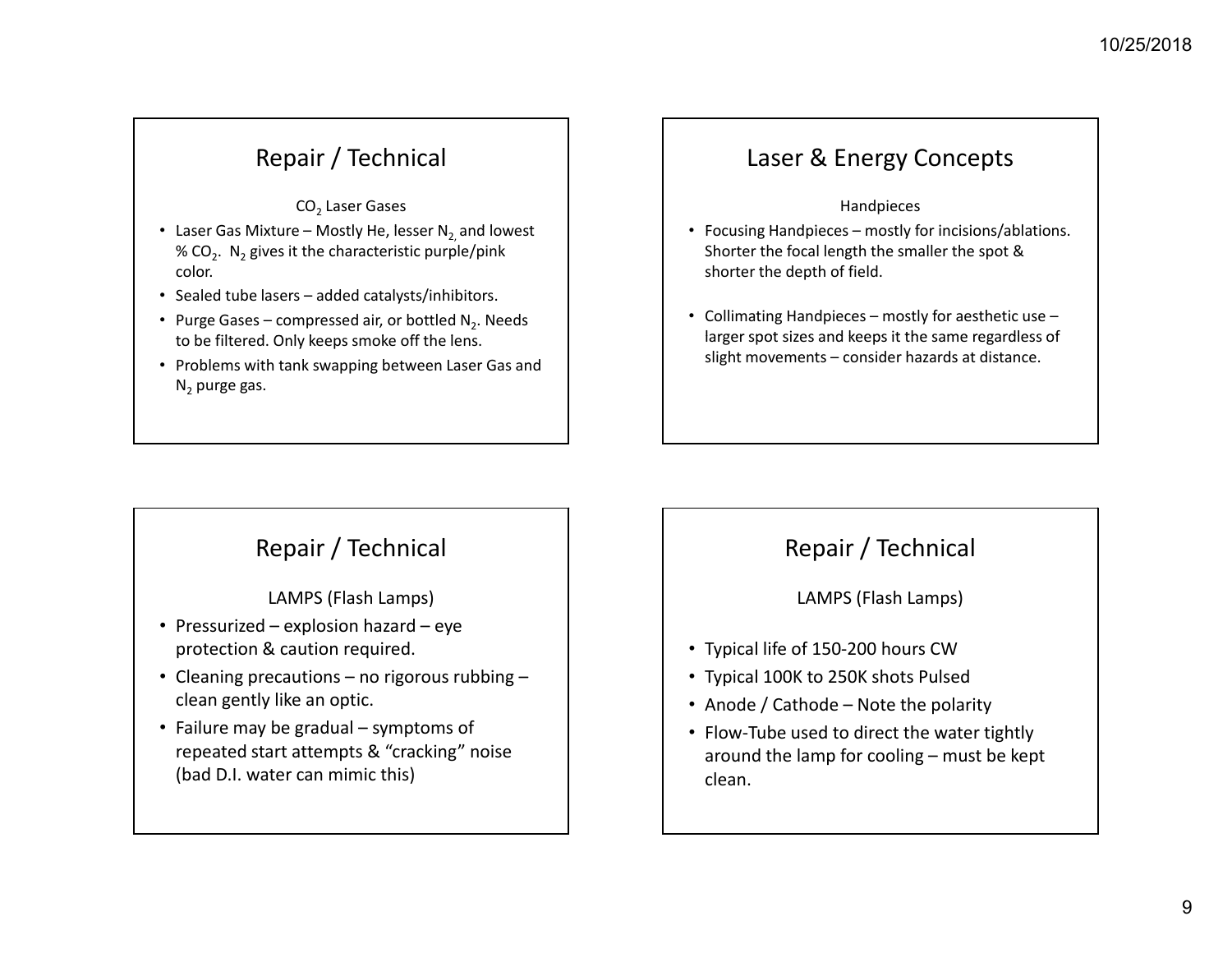## Repair / Technical

CO$_2$ Laser Gases

- Laser Gas Mixture – Mostly He, lesser N$_2$, and lowest % CO$_2$. N$_2$ gives it the characteristic purple/pink color.
- Sealed tube lasers – added catalysts/inhibitors.
- Purge Gases – compressed air, or bottled N$_2$. Needs to be filtered. Only keeps smoke off the lens.
- Problems with tank swapping between Laser Gas and N$_2$ purge gas.

## Laser & Energy Concepts

Handpieces

- Focusing Handpieces – mostly for incisions/ablations. Shorter the focal length the smaller the spot & shorter the depth of field.
- Collimating Handpieces – mostly for aesthetic use – larger spot sizes and keeps it the same regardless of slight movements – consider hazards at distance.

## Repair / Technical

LAMPS (Flash Lamps)

- Pressurized – explosion hazard – eye protection & caution required.
- Cleaning precautions – no rigorous rubbing – clean gently like an optic.
- Failure may be gradual – symptoms of repeated start attempts & "cracking" noise (bad D.I. water can mimic this)

## Repair / Technical

LAMPS (Flash Lamps)

- Typical life of 150-200 hours CW
- Typical 100K to 250K shots Pulsed
- Anode / Cathode – Note the polarity
- Flow-Tube used to direct the water tightly around the lamp for cooling – must be kept clean.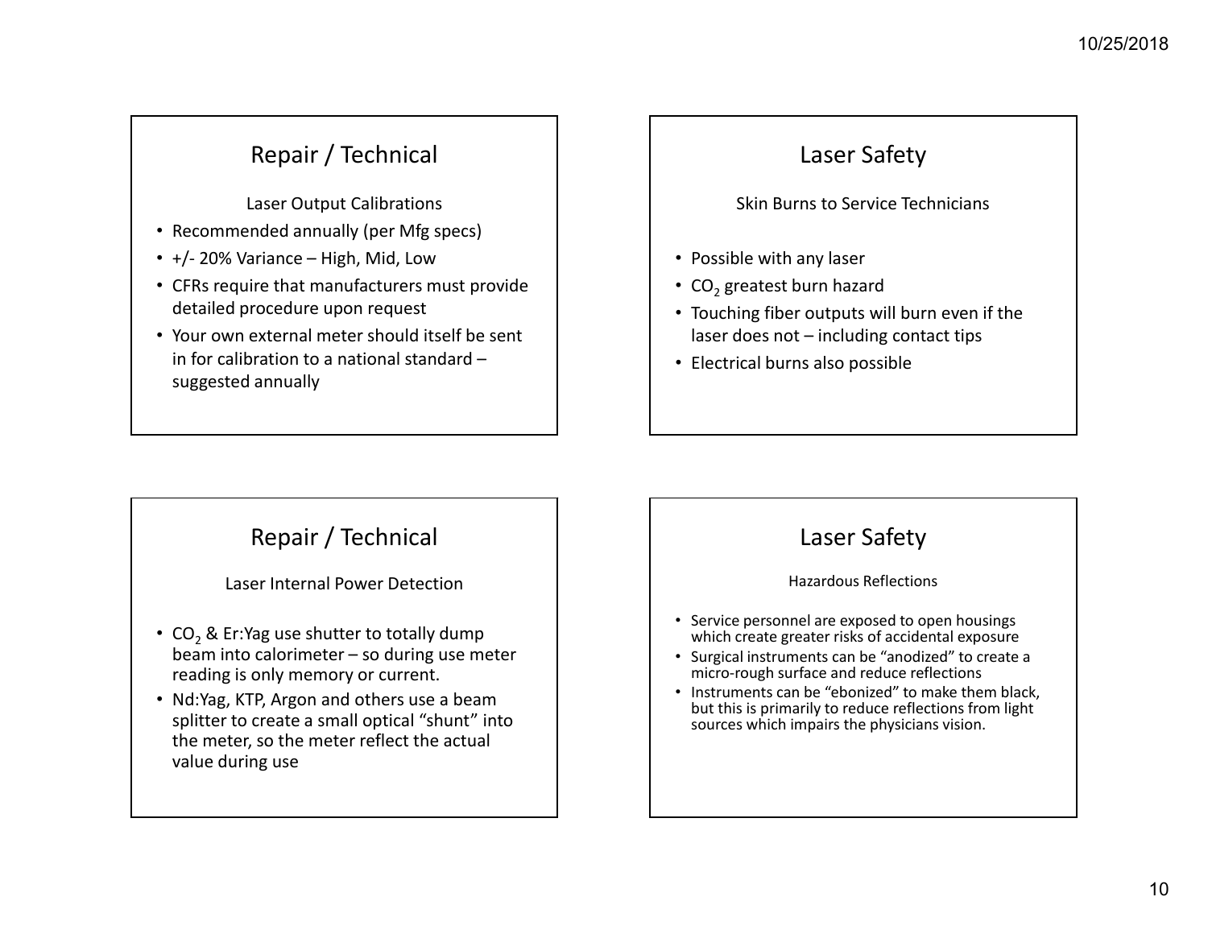## Repair / Technical

Laser Output Calibrations

- Recommended annually (per Mfg specs)
- +/- 20% Variance – High, Mid, Low
- CFRs require that manufacturers must provide detailed procedure upon request
- Your own external meter should itself be sent in for calibration to a national standard – suggested annually

## Laser Safety

Skin Burns to Service Technicians

- Possible with any laser
- $CO_2$ greatest burn hazard
- Touching fiber outputs will burn even if the laser does not – including contact tips
- Electrical burns also possible

## Repair / Technical

Laser Internal Power Detection

- $CO_2$ & Er:Yag use shutter to totally dump beam into calorimeter – so during use meter reading is only memory or current.
- Nd:Yag, KTP, Argon and others use a beam splitter to create a small optical "shunt" into the meter, so the meter reflect the actual value during use

## Laser Safety

Hazardous Reflections

- Service personnel are exposed to open housings which create greater risks of accidental exposure
- Surgical instruments can be "anodized" to create a micro-rough surface and reduce reflections
- Instruments can be "ebonized" to make them black, but this is primarily to reduce reflections from light sources which impairs the physicians vision.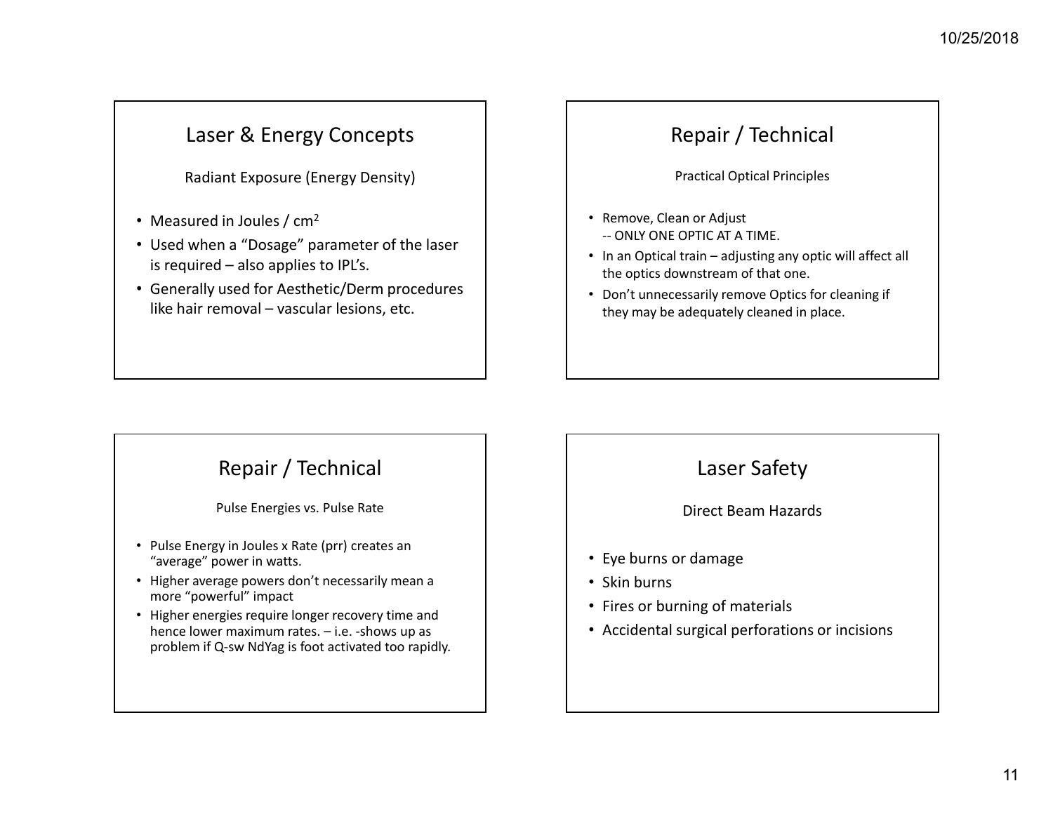## Laser & Energy Concepts

Radiant Exposure (Energy Density)

- Measured in Joules / $cm^2$
- Used when a “Dosage” parameter of the laser is required – also applies to IPL’s.
- Generally used for Aesthetic/Derm procedures like hair removal – vascular lesions, etc.

## Repair / Technical

Practical Optical Principles

- Remove, Clean or Adjust
  -- ONLY ONE OPTIC AT A TIME.
- In an Optical train – adjusting any optic will affect all the optics downstream of that one.
- Don’t unnecessarily remove Optics for cleaning if they may be adequately cleaned in place.

## Repair / Technical

Pulse Energies vs. Pulse Rate

- Pulse Energy in Joules x Rate (prr) creates an “average” power in watts.
- Higher average powers don’t necessarily mean a more “powerful” impact
- Higher energies require longer recovery time and hence lower maximum rates. – i.e. -shows up as problem if Q-sw NdYag is foot activated too rapidly.

## Laser Safety

Direct Beam Hazards

- Eye burns or damage
- Skin burns
- Fires or burning of materials
- Accidental surgical perforations or incisions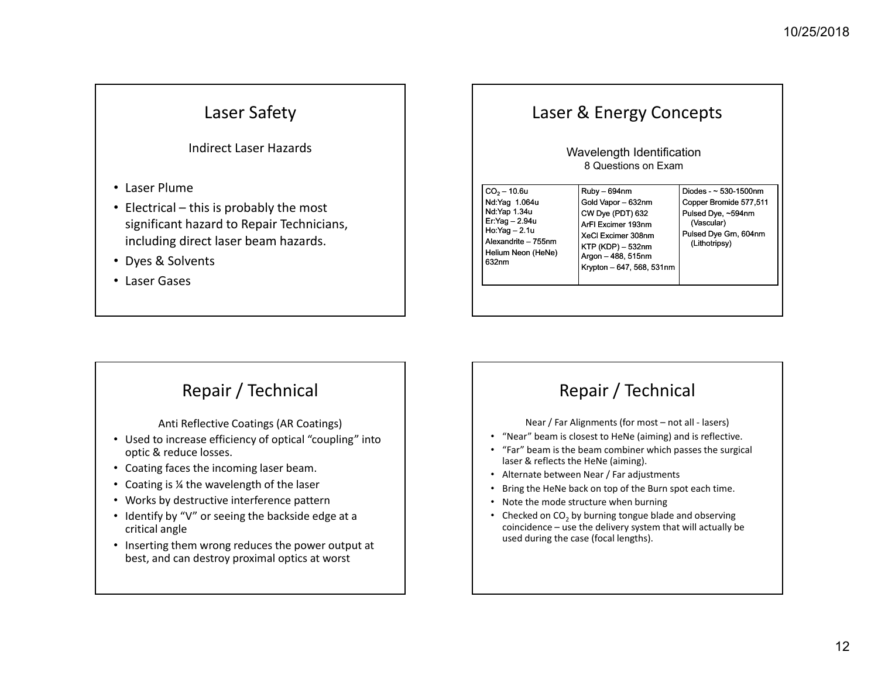## Laser Safety

Indirect Laser Hazards

- Laser Plume
- Electrical – this is probably the most significant hazard to Repair Technicians, including direct laser beam hazards.
- Dyes & Solvents
- Laser Gases

## Laser & Energy Concepts

Wavelength Identification
8 Questions on Exam

| | | |
|---|---|---|
| $CO_2$ – 10.6u<br>Nd:Yag 1.064u<br>Nd:Yap 1.34u<br>Er:Yag – 2.94u<br>Ho:Yag – 2.1u<br>Alexandrite – 755nm<br>Helium Neon (HeNe) 632nm | Ruby – 694nm<br>Gold Vapor – 632nm<br>CW Dye (PDT) 632<br>ArFl Excimer 193nm<br>XeCl Excimer 308nm<br>KTP (KDP) – 532nm<br>Argon – 488, 515nm<br>Krypton – 647, 568, 531nm | Diodes - ~ 530-1500nm<br>Copper Bromide 577,511<br>Pulsed Dye, ~594nm (Vascular)<br>Pulsed Dye Grn, 604nm (Lithotripsy) |

## Repair / Technical

Anti Reflective Coatings (AR Coatings)

- Used to increase efficiency of optical "coupling" into optic & reduce losses.
- Coating faces the incoming laser beam.
- Coating is ¼ the wavelength of the laser
- Works by destructive interference pattern
- Identify by "V" or seeing the backside edge at a critical angle
- Inserting them wrong reduces the power output at best, and can destroy proximal optics at worst

## Repair / Technical

Near / Far Alignments (for most – not all - lasers)

- "Near" beam is closest to HeNe (aiming) and is reflective.
- "Far" beam is the beam combiner which passes the surgical laser & reflects the HeNe (aiming).
- Alternate between Near / Far adjustments
- Bring the HeNe back on top of the Burn spot each time.
- Note the mode structure when burning
- Checked on $CO_2$ by burning tongue blade and observing coincidence – use the delivery system that will actually be used during the case (focal lengths).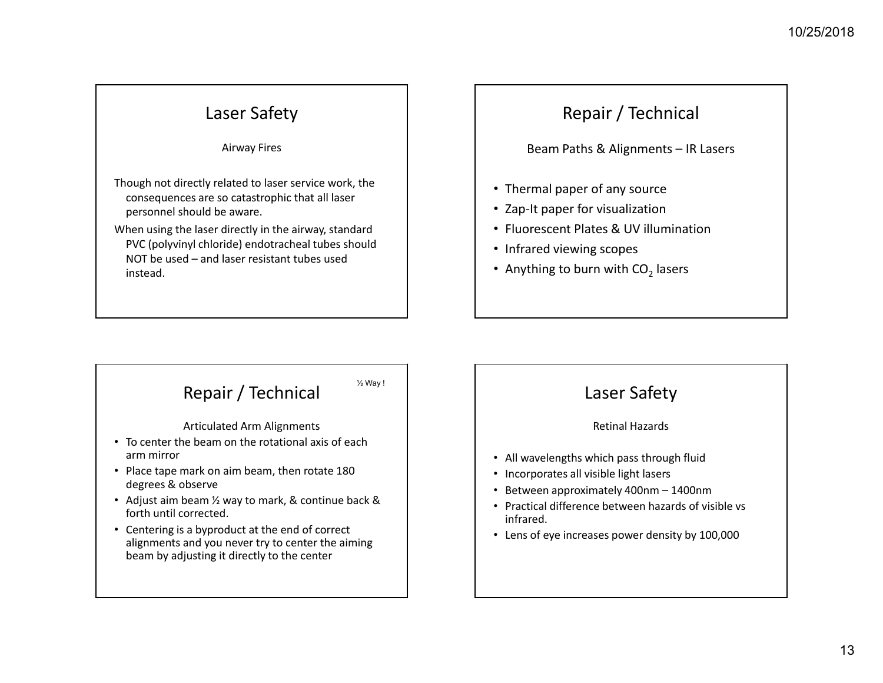## Laser Safety

Airway Fires

Though not directly related to laser service work, the consequences are so catastrophic that all laser personnel should be aware.

When using the laser directly in the airway, standard PVC (polyvinyl chloride) endotracheal tubes should NOT be used – and laser resistant tubes used instead.

## Repair / Technical

Beam Paths & Alignments – IR Lasers

- Thermal paper of any source
- Zap-It paper for visualization
- Fluorescent Plates & UV illumination
- Infrared viewing scopes
- Anything to burn with $CO_2$ lasers

## Repair / Technical

½ Way !

Articulated Arm Alignments

- To center the beam on the rotational axis of each arm mirror
- Place tape mark on aim beam, then rotate 180 degrees & observe
- Adjust aim beam ½ way to mark, & continue back & forth until corrected.
- Centering is a byproduct at the end of correct alignments and you never try to center the aiming beam by adjusting it directly to the center

## Laser Safety

Retinal Hazards

- All wavelengths which pass through fluid
- Incorporates all visible light lasers
- Between approximately 400nm – 1400nm
- Practical difference between hazards of visible vs infrared.
- Lens of eye increases power density by 100,000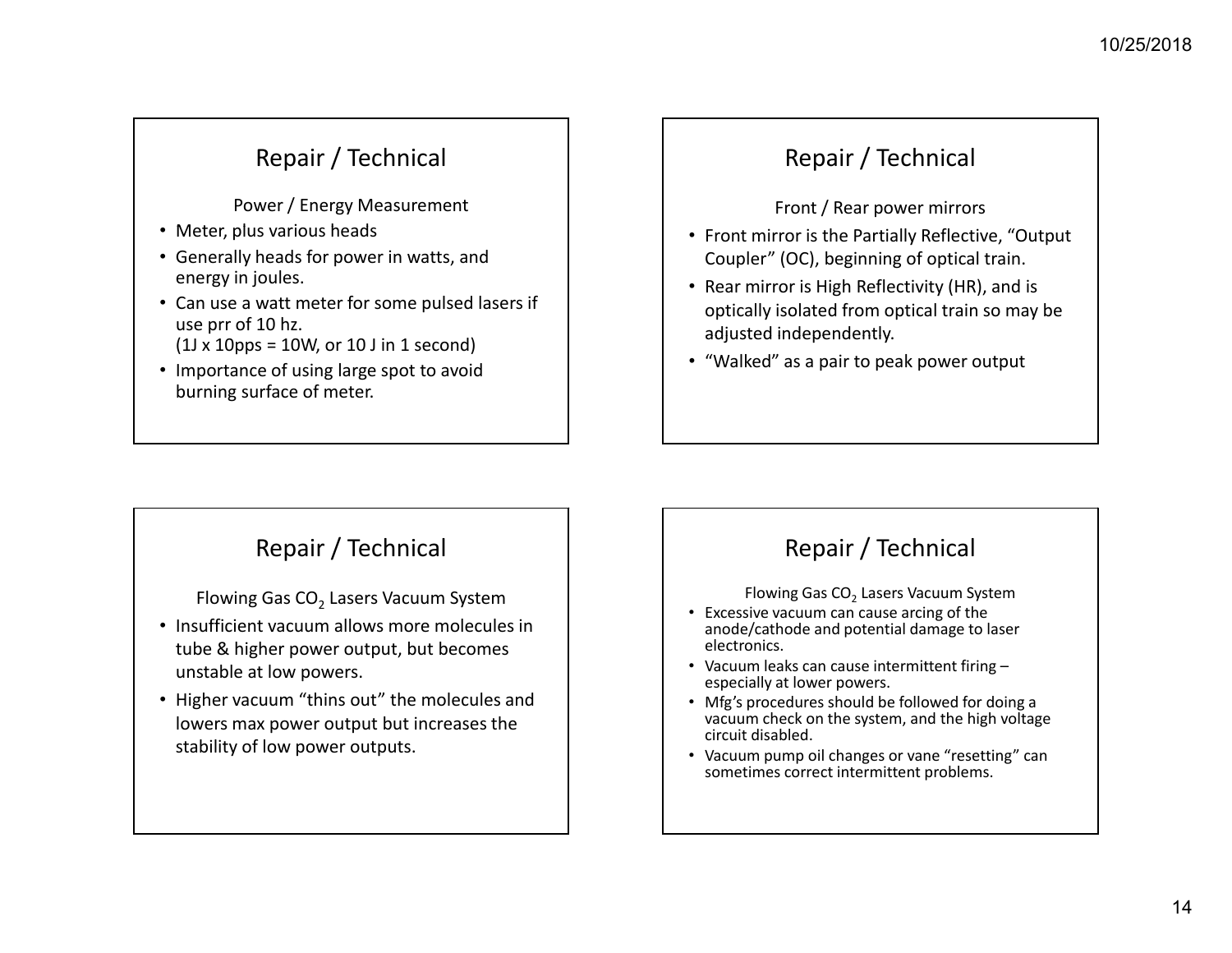## Repair / Technical

Power / Energy Measurement

- Meter, plus various heads
- Generally heads for power in watts, and energy in joules.
- Can use a watt meter for some pulsed lasers if use prr of 10 hz.
  (1J x 10pps = 10W, or 10 J in 1 second)
- Importance of using large spot to avoid burning surface of meter.

## Repair / Technical

Front / Rear power mirrors

- Front mirror is the Partially Reflective, "Output Coupler" (OC), beginning of optical train.
- Rear mirror is High Reflectivity (HR), and is optically isolated from optical train so may be adjusted independently.
- "Walked" as a pair to peak power output

## Repair / Technical

Flowing Gas $CO_2$ Lasers Vacuum System

- Insufficient vacuum allows more molecules in tube & higher power output, but becomes unstable at low powers.
- Higher vacuum "thins out" the molecules and lowers max power output but increases the stability of low power outputs.

## Repair / Technical

Flowing Gas $CO_2$ Lasers Vacuum System

- Excessive vacuum can cause arcing of the anode/cathode and potential damage to laser electronics.
- Vacuum leaks can cause intermittent firing – especially at lower powers.
- Mfg's procedures should be followed for doing a vacuum check on the system, and the high voltage circuit disabled.
- Vacuum pump oil changes or vane "resetting" can sometimes correct intermittent problems.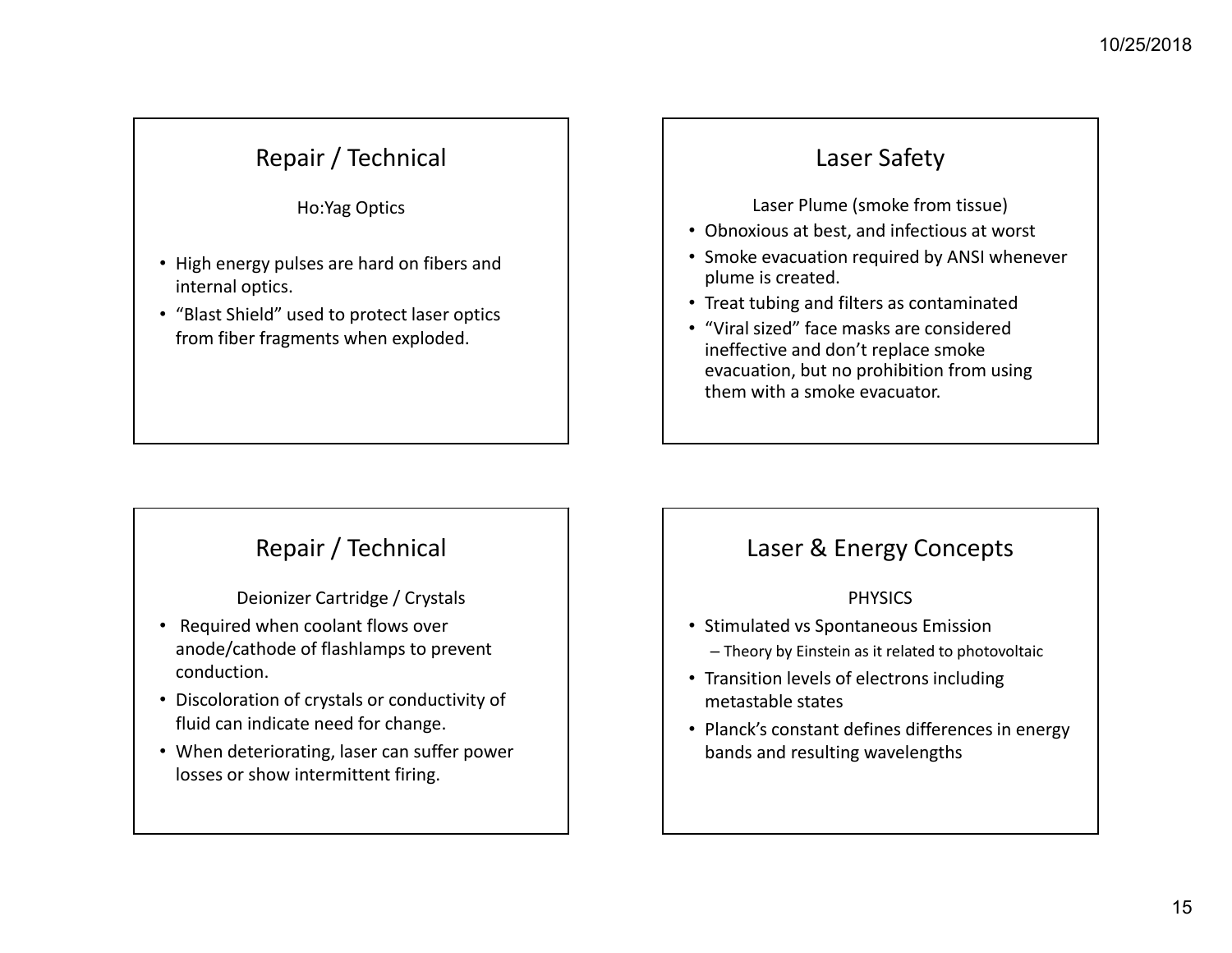## Repair / Technical

Ho:Yag Optics

- High energy pulses are hard on fibers and internal optics.
- "Blast Shield" used to protect laser optics from fiber fragments when exploded.

## Laser Safety

Laser Plume (smoke from tissue)

- Obnoxious at best, and infectious at worst
- Smoke evacuation required by ANSI whenever plume is created.
- Treat tubing and filters as contaminated
- "Viral sized" face masks are considered ineffective and don't replace smoke evacuation, but no prohibition from using them with a smoke evacuator.

## Repair / Technical

Deionizer Cartridge / Crystals

- Required when coolant flows over anode/cathode of flashlamps to prevent conduction.
- Discoloration of crystals or conductivity of fluid can indicate need for change.
- When deteriorating, laser can suffer power losses or show intermittent firing.

## Laser & Energy Concepts

PHYSICS

- Stimulated vs Spontaneous Emission
  - Theory by Einstein as it related to photovoltaic
- Transition levels of electrons including metastable states
- Planck's constant defines differences in energy bands and resulting wavelengths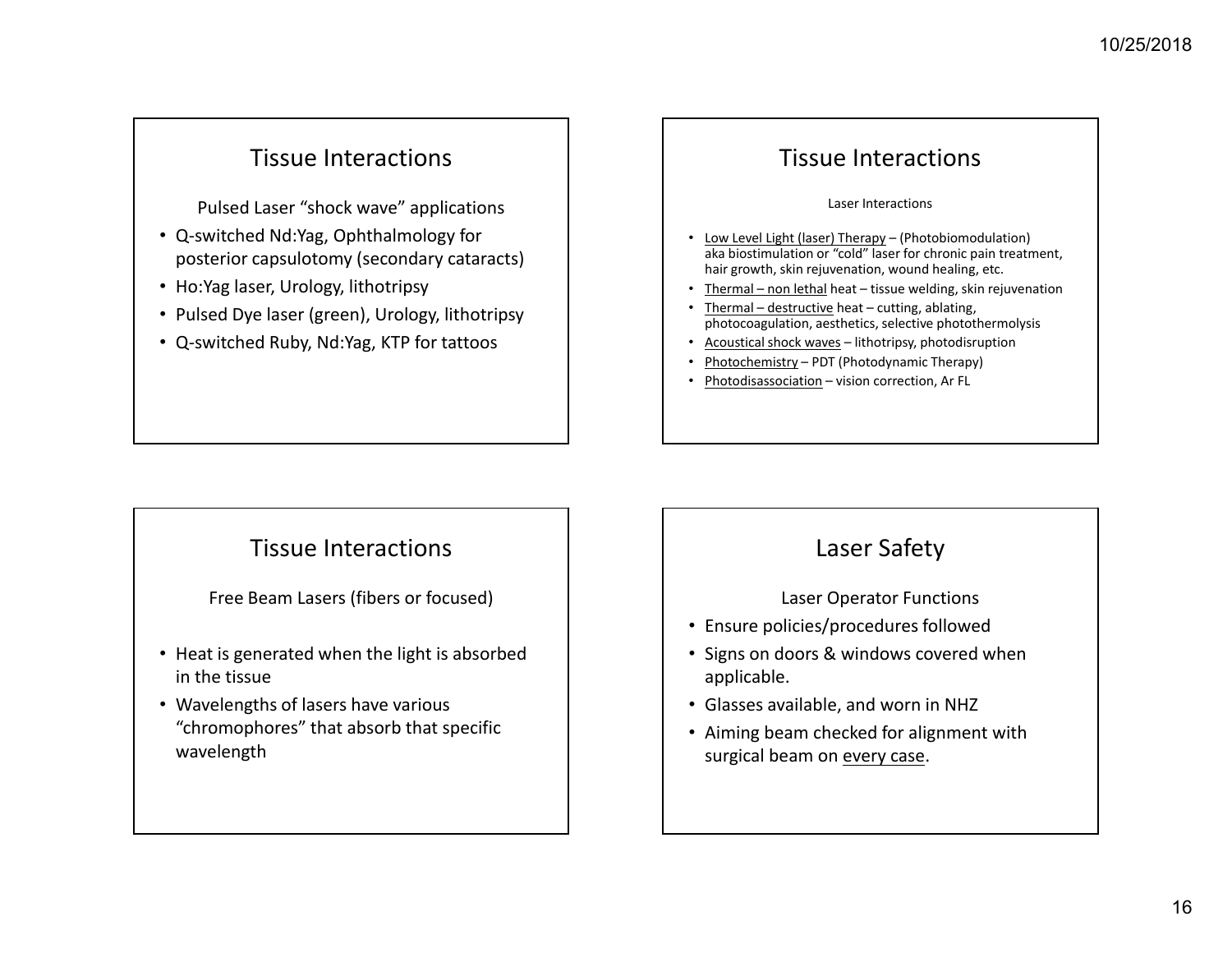## Tissue Interactions

Pulsed Laser “shock wave” applications

- Q-switched Nd:Yag, Ophthalmology for posterior capsulotomy (secondary cataracts)
- Ho:Yag laser, Urology, lithotripsy
- Pulsed Dye laser (green), Urology, lithotripsy
- Q-switched Ruby, Nd:Yag, KTP for tattoos

## Tissue Interactions

Laser Interactions

- Low Level Light (laser) Therapy – (Photobiomodulation) aka biostimulation or “cold” laser for chronic pain treatment, hair growth, skin rejuvenation, wound healing, etc.
- Thermal – non lethal heat – tissue welding, skin rejuvenation
- Thermal – destructive heat – cutting, ablating, photocoagulation, aesthetics, selective photothermolysis
- Acoustical shock waves – lithotripsy, photodisruption
- Photochemistry – PDT (Photodynamic Therapy)
- Photodisassociation – vision correction, Ar FL

## Tissue Interactions

Free Beam Lasers (fibers or focused)

- Heat is generated when the light is absorbed in the tissue
- Wavelengths of lasers have various “chromophores” that absorb that specific wavelength

## Laser Safety

Laser Operator Functions

- Ensure policies/procedures followed
- Signs on doors & windows covered when applicable.
- Glasses available, and worn in NHZ
- Aiming beam checked for alignment with surgical beam on every case.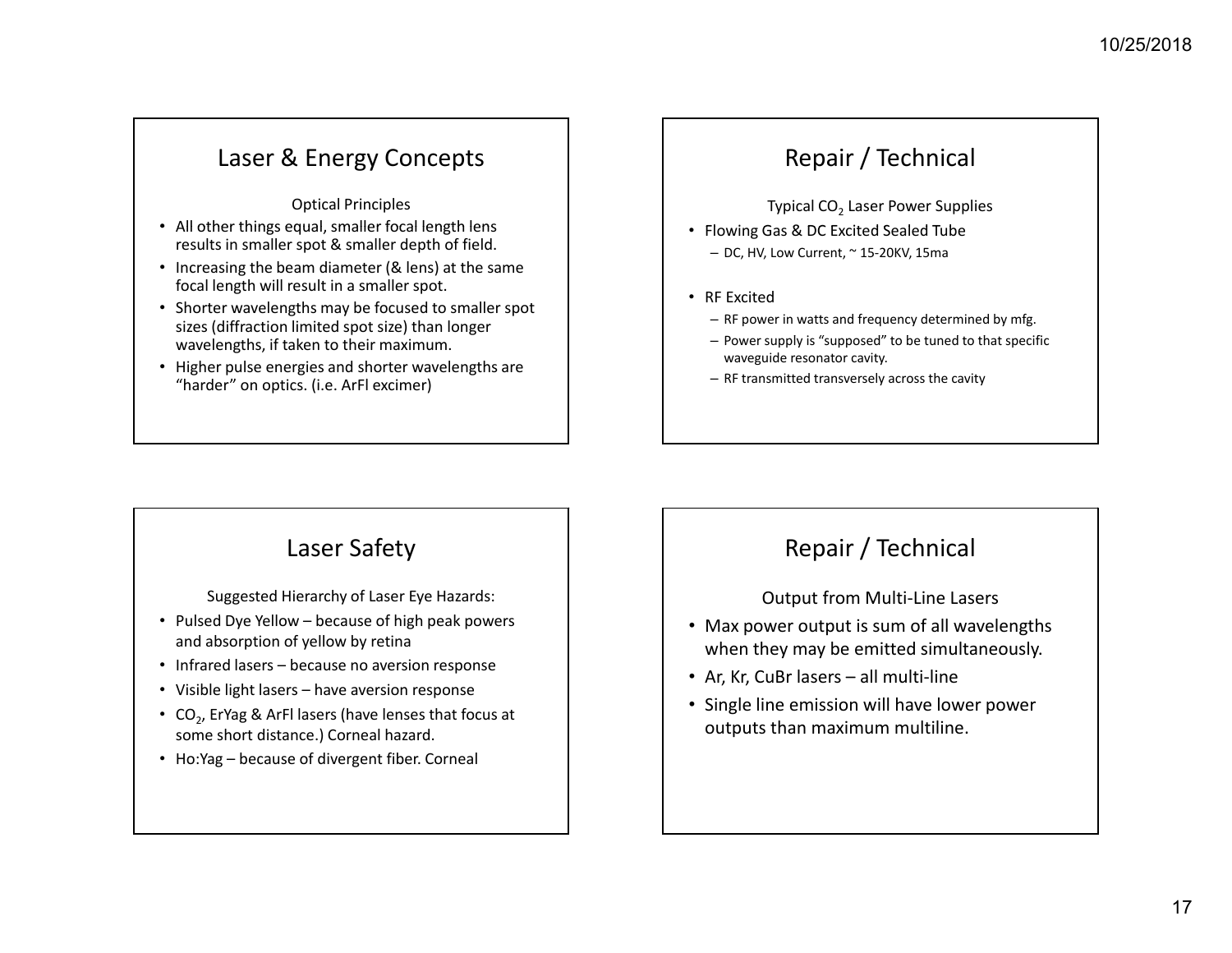## Laser & Energy Concepts

Optical Principles

- All other things equal, smaller focal length lens results in smaller spot & smaller depth of field.
- Increasing the beam diameter (& lens) at the same focal length will result in a smaller spot.
- Shorter wavelengths may be focused to smaller spot sizes (diffraction limited spot size) than longer wavelengths, if taken to their maximum.
- Higher pulse energies and shorter wavelengths are "harder" on optics. (i.e. ArFl excimer)

## Repair / Technical

Typical $CO_2$ Laser Power Supplies

- Flowing Gas & DC Excited Sealed Tube
  - DC, HV, Low Current, ~ 15-20KV, 15ma
- RF Excited
  - RF power in watts and frequency determined by mfg.
  - Power supply is "supposed" to be tuned to that specific waveguide resonator cavity.
  - RF transmitted transversely across the cavity

## Laser Safety

Suggested Hierarchy of Laser Eye Hazards:

- Pulsed Dye Yellow – because of high peak powers and absorption of yellow by retina
- Infrared lasers – because no aversion response
- Visible light lasers – have aversion response
- $CO_2$, ErYag & ArFl lasers (have lenses that focus at some short distance.) Corneal hazard.
- Ho:Yag – because of divergent fiber. Corneal

## Repair / Technical

Output from Multi-Line Lasers

- Max power output is sum of all wavelengths when they may be emitted simultaneously.
- Ar, Kr, CuBr lasers – all multi-line
- Single line emission will have lower power outputs than maximum multiline.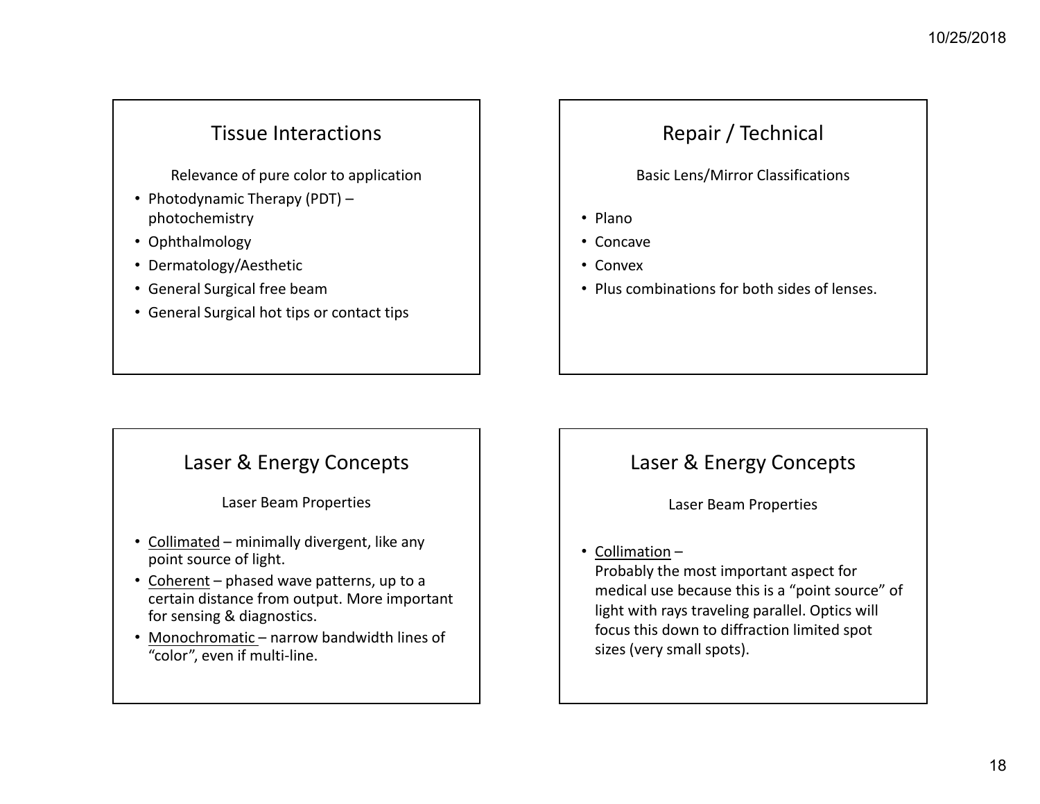## Tissue Interactions

Relevance of pure color to application

- Photodynamic Therapy (PDT) – photochemistry
- Ophthalmology
- Dermatology/Aesthetic
- General Surgical free beam
- General Surgical hot tips or contact tips

## Repair / Technical

Basic Lens/Mirror Classifications

- Plano
- Concave
- Convex
- Plus combinations for both sides of lenses.

## Laser & Energy Concepts

Laser Beam Properties

- Collimated – minimally divergent, like any point source of light.
- Coherent – phased wave patterns, up to a certain distance from output. More important for sensing & diagnostics.
- Monochromatic – narrow bandwidth lines of "color", even if multi-line.

## Laser & Energy Concepts

Laser Beam Properties

- Collimation – Probably the most important aspect for medical use because this is a "point source" of light with rays traveling parallel. Optics will focus this down to diffraction limited spot sizes (very small spots).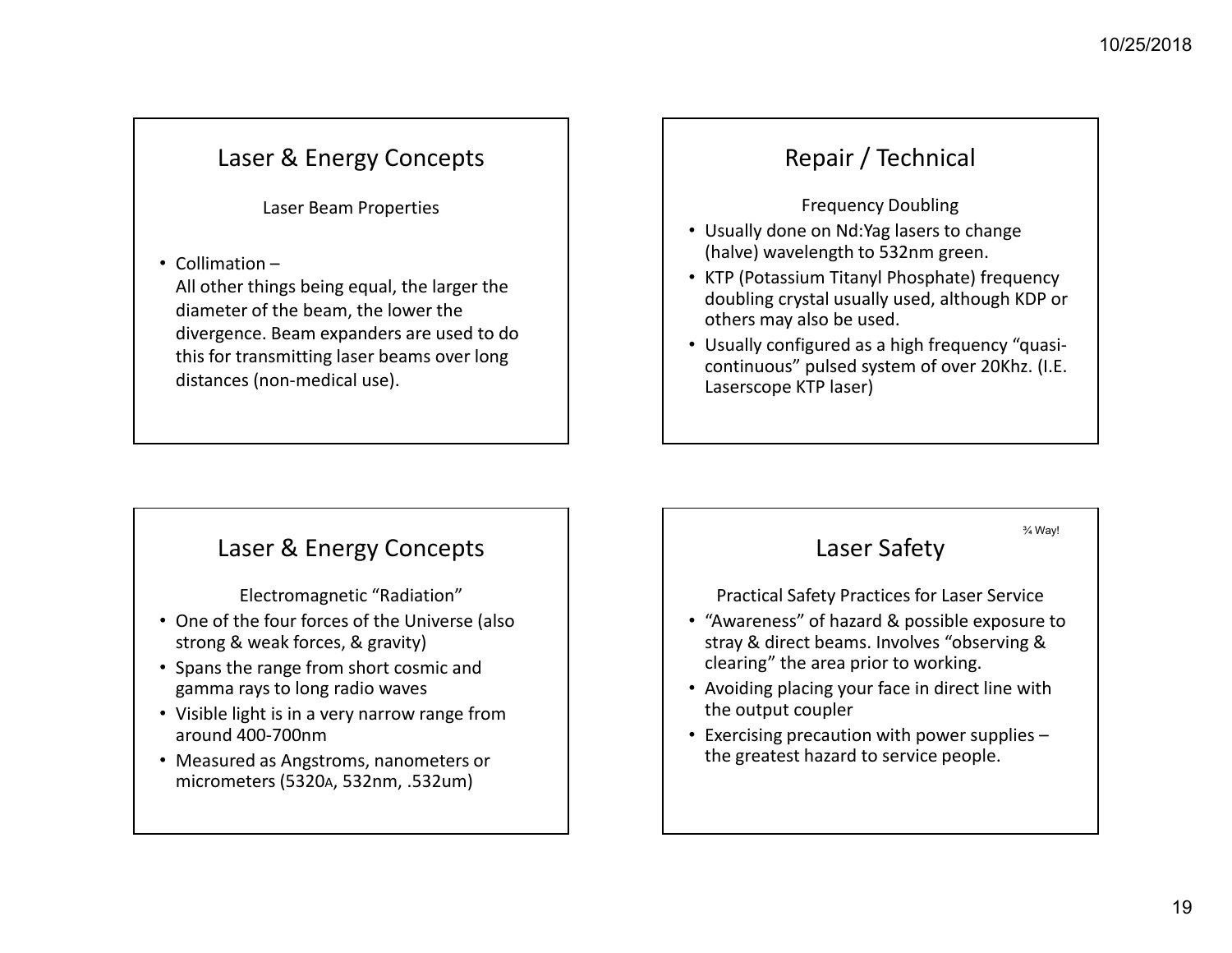## Laser & Energy Concepts

Laser Beam Properties

- Collimation –
  All other things being equal, the larger the diameter of the beam, the lower the divergence. Beam expanders are used to do this for transmitting laser beams over long distances (non-medical use).

## Repair / Technical

Frequency Doubling

- Usually done on Nd:Yag lasers to change (halve) wavelength to 532nm green.
- KTP (Potassium Titanyl Phosphate) frequency doubling crystal usually used, although KDP or others may also be used.
- Usually configured as a high frequency "quasi-continuous" pulsed system of over 20Khz. (I.E. Laserscope KTP laser)

## Laser & Energy Concepts

Electromagnetic "Radiation"

- One of the four forces of the Universe (also strong & weak forces, & gravity)
- Spans the range from short cosmic and gamma rays to long radio waves
- Visible light is in a very narrow range from around 400-700nm
- Measured as Angstroms, nanometers or micrometers (5320A, 532nm, .532um)

¾ Way!

## Laser Safety

Practical Safety Practices for Laser Service

- "Awareness" of hazard & possible exposure to stray & direct beams. Involves "observing & clearing" the area prior to working.
- Avoiding placing your face in direct line with the output coupler
- Exercising precaution with power supplies – the greatest hazard to service people.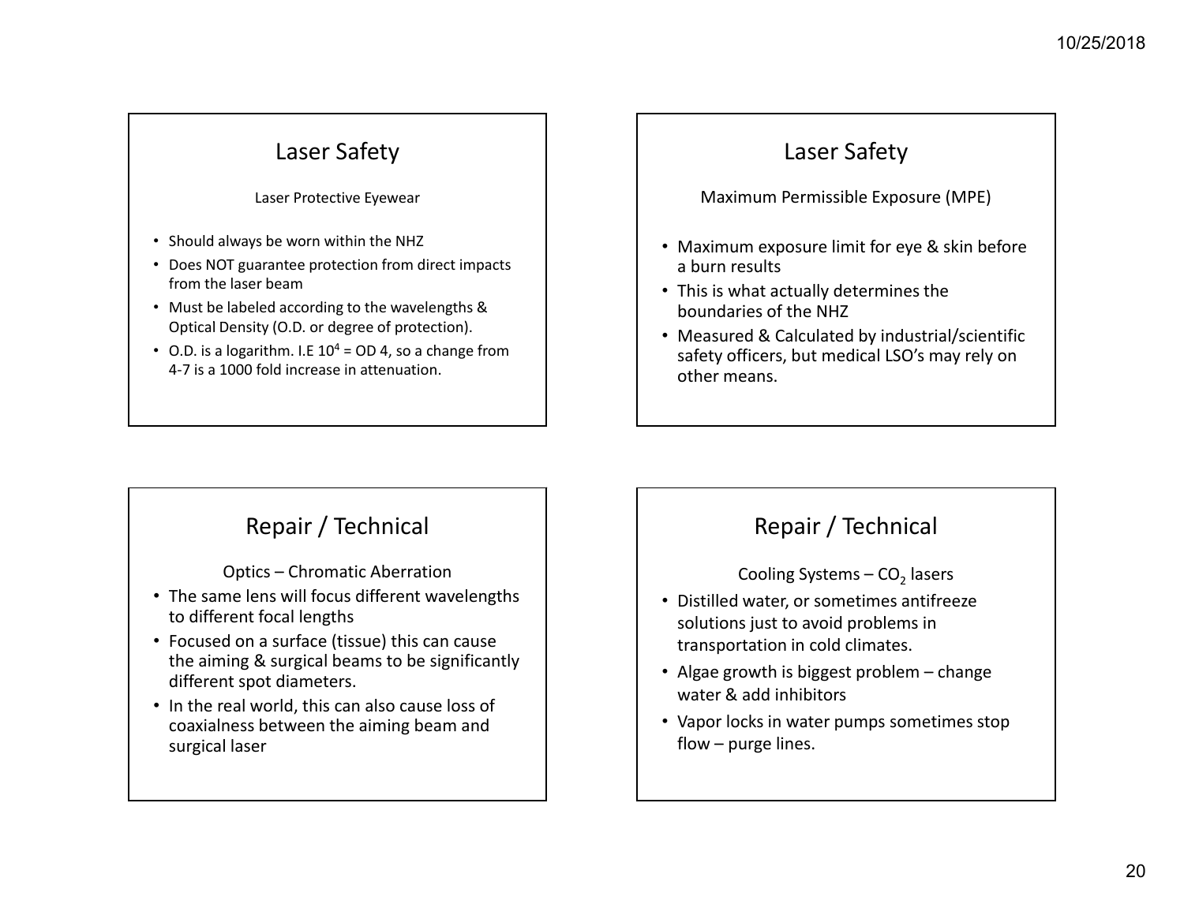## Laser Safety

Laser Protective Eyewear

- Should always be worn within the NHZ
- Does NOT guarantee protection from direct impacts from the laser beam
- Must be labeled according to the wavelengths & Optical Density (O.D. or degree of protection).
- O.D. is a logarithm. I.E $10^4$ = OD 4, so a change from 4-7 is a 1000 fold increase in attenuation.

## Laser Safety

Maximum Permissible Exposure (MPE)

- Maximum exposure limit for eye & skin before a burn results
- This is what actually determines the boundaries of the NHZ
- Measured & Calculated by industrial/scientific safety officers, but medical LSO's may rely on other means.

## Repair / Technical

Optics – Chromatic Aberration

- The same lens will focus different wavelengths to different focal lengths
- Focused on a surface (tissue) this can cause the aiming & surgical beams to be significantly different spot diameters.
- In the real world, this can also cause loss of coaxialness between the aiming beam and surgical laser

## Repair / Technical

Cooling Systems – $CO_2$ lasers

- Distilled water, or sometimes antifreeze solutions just to avoid problems in transportation in cold climates.
- Algae growth is biggest problem – change water & add inhibitors
- Vapor locks in water pumps sometimes stop flow – purge lines.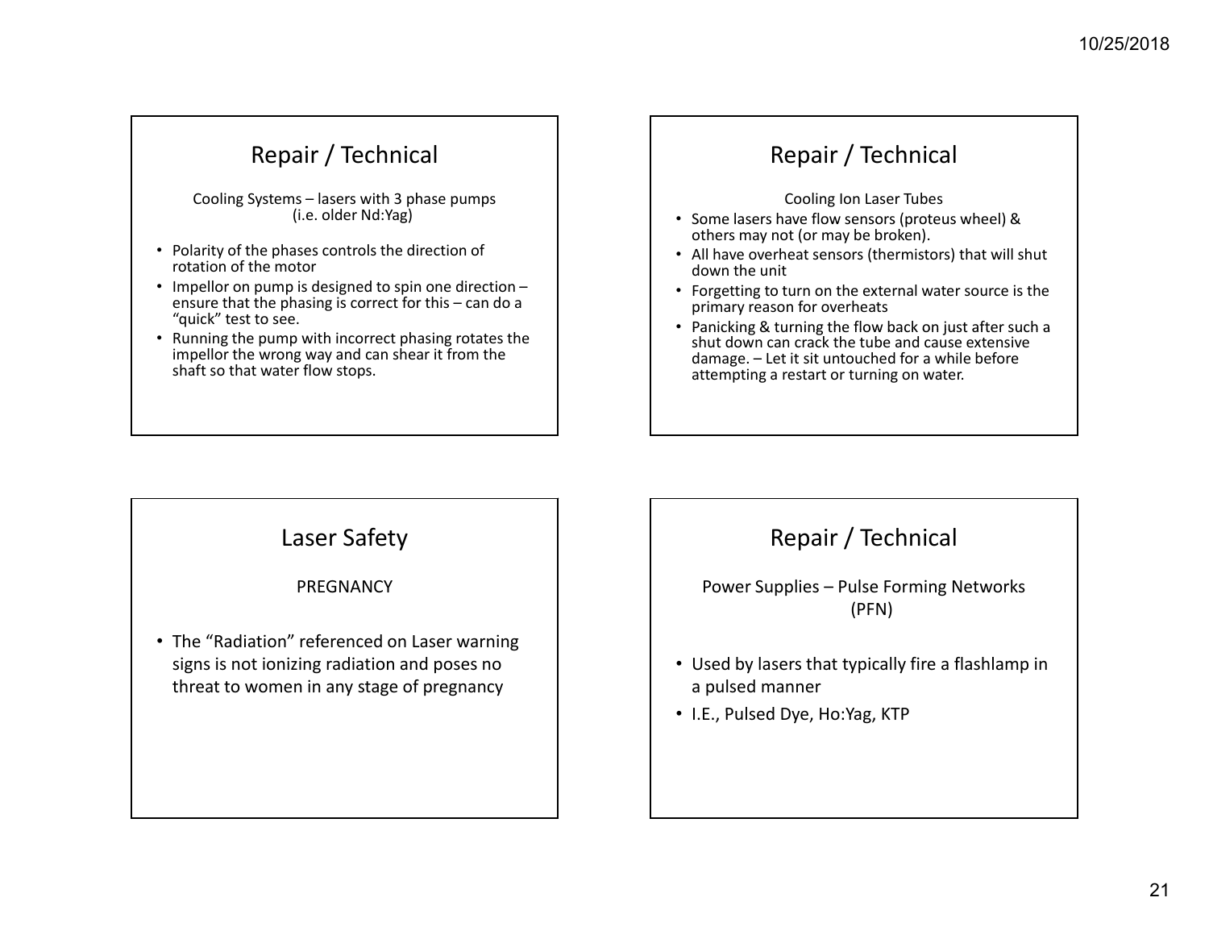## Repair / Technical

Cooling Systems – lasers with 3 phase pumps (i.e. older Nd:Yag)

- Polarity of the phases controls the direction of rotation of the motor
- Impellor on pump is designed to spin one direction – ensure that the phasing is correct for this – can do a "quick" test to see.
- Running the pump with incorrect phasing rotates the impellor the wrong way and can shear it from the shaft so that water flow stops.

## Repair / Technical

Cooling Ion Laser Tubes

- Some lasers have flow sensors (proteus wheel) & others may not (or may be broken).
- All have overheat sensors (thermistors) that will shut down the unit
- Forgetting to turn on the external water source is the primary reason for overheats
- Panicking & turning the flow back on just after such a shut down can crack the tube and cause extensive damage. – Let it sit untouched for a while before attempting a restart or turning on water.

## Laser Safety

PREGNANCY

- The "Radiation" referenced on Laser warning signs is not ionizing radiation and poses no threat to women in any stage of pregnancy

## Repair / Technical

Power Supplies – Pulse Forming Networks (PFN)

- Used by lasers that typically fire a flashlamp in a pulsed manner
- I.E., Pulsed Dye, Ho:Yag, KTP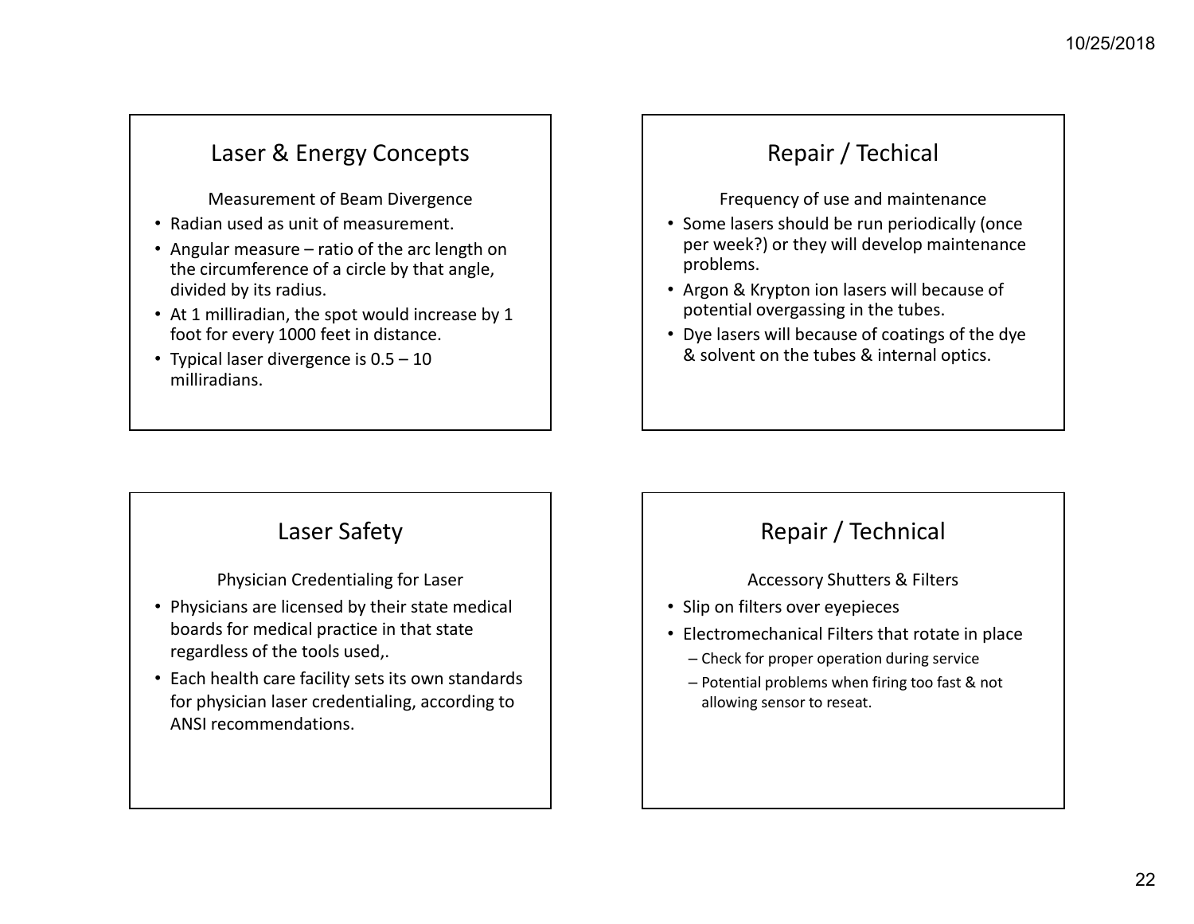## Laser & Energy Concepts

Measurement of Beam Divergence

- Radian used as unit of measurement.
- Angular measure – ratio of the arc length on the circumference of a circle by that angle, divided by its radius.
- At 1 milliradian, the spot would increase by 1 foot for every 1000 feet in distance.
- Typical laser divergence is 0.5 – 10 milliradians.

## Repair / Techical

Frequency of use and maintenance

- Some lasers should be run periodically (once per week?) or they will develop maintenance problems.
- Argon & Krypton ion lasers will because of potential overgassing in the tubes.
- Dye lasers will because of coatings of the dye & solvent on the tubes & internal optics.

## Laser Safety

Physician Credentialing for Laser

- Physicians are licensed by their state medical boards for medical practice in that state regardless of the tools used,.
- Each health care facility sets its own standards for physician laser credentialing, according to ANSI recommendations.

## Repair / Technical

Accessory Shutters & Filters

- Slip on filters over eyepieces
- Electromechanical Filters that rotate in place
  - Check for proper operation during service
  - Potential problems when firing too fast & not allowing sensor to reseat.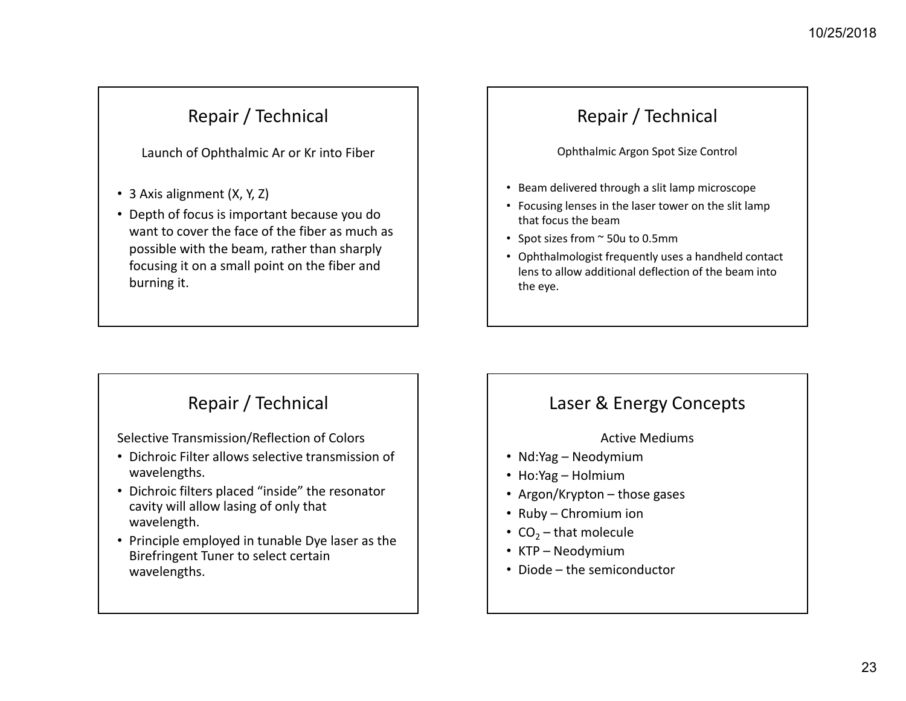## Repair / Technical

Launch of Ophthalmic Ar or Kr into Fiber

- 3 Axis alignment (X, Y, Z)
- Depth of focus is important because you do want to cover the face of the fiber as much as possible with the beam, rather than sharply focusing it on a small point on the fiber and burning it.

## Repair / Technical

Ophthalmic Argon Spot Size Control

- Beam delivered through a slit lamp microscope
- Focusing lenses in the laser tower on the slit lamp that focus the beam
- Spot sizes from ~ 50u to 0.5mm
- Ophthalmologist frequently uses a handheld contact lens to allow additional deflection of the beam into the eye.

## Repair / Technical

Selective Transmission/Reflection of Colors

- Dichroic Filter allows selective transmission of wavelengths.
- Dichroic filters placed "inside" the resonator cavity will allow lasing of only that wavelength.
- Principle employed in tunable Dye laser as the Birefringent Tuner to select certain wavelengths.

## Laser & Energy Concepts

Active Mediums

- Nd:Yag – Neodymium
- Ho:Yag – Holmium
- Argon/Krypton – those gases
- Ruby – Chromium ion
- $CO_2$ – that molecule
- KTP – Neodymium
- Diode – the semiconductor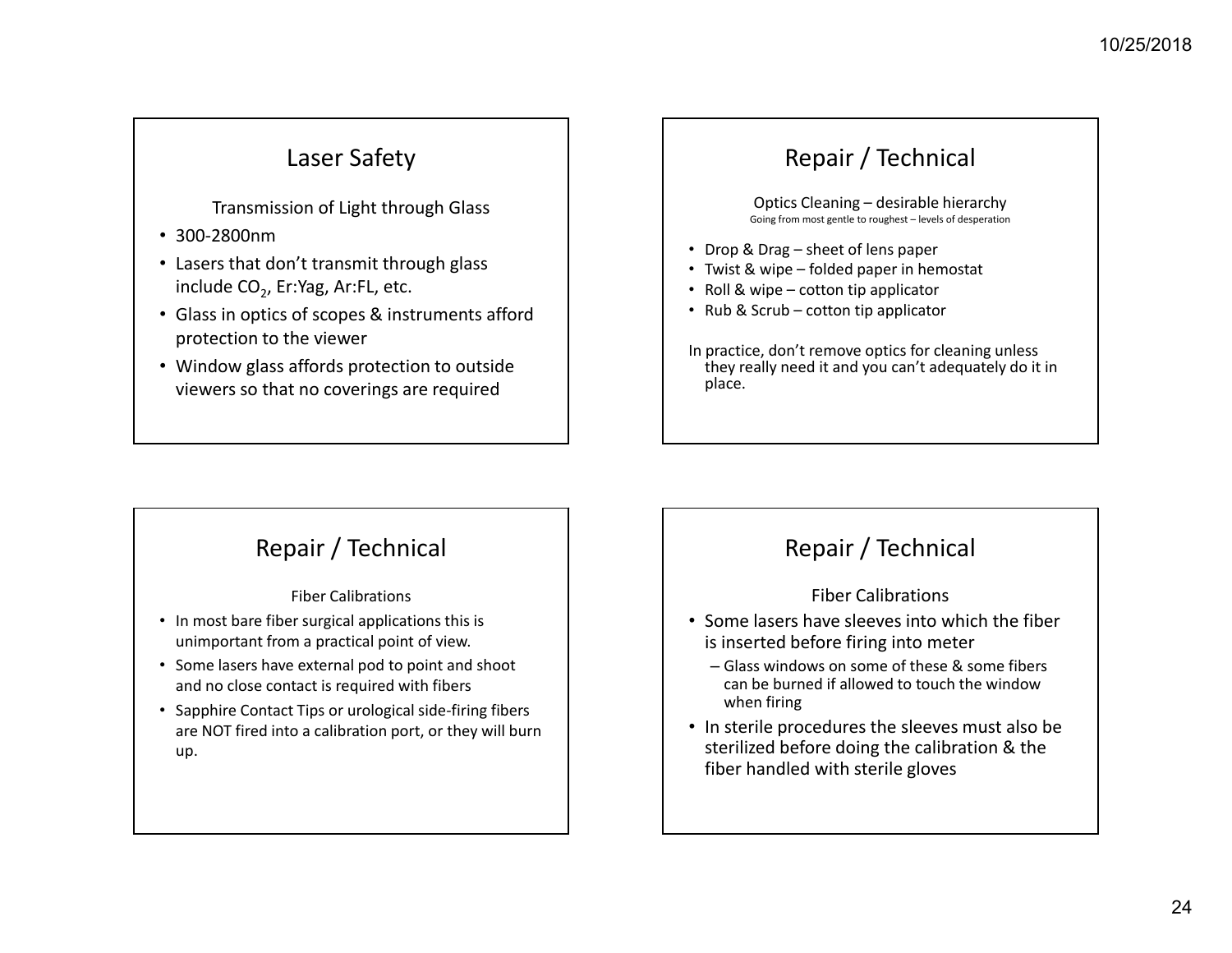## Laser Safety

Transmission of Light through Glass

- 300-2800nm
- Lasers that don't transmit through glass include $CO_2$, Er:Yag, Ar:FL, etc.
- Glass in optics of scopes & instruments afford protection to the viewer
- Window glass affords protection to outside viewers so that no coverings are required

## Repair / Technical

Optics Cleaning – desirable hierarchy

Going from most gentle to roughest – levels of desperation

- Drop & Drag – sheet of lens paper
- Twist & wipe – folded paper in hemostat
- Roll & wipe – cotton tip applicator
- Rub & Scrub – cotton tip applicator

In practice, don't remove optics for cleaning unless they really need it and you can't adequately do it in place.

## Repair / Technical

Fiber Calibrations

- In most bare fiber surgical applications this is unimportant from a practical point of view.
- Some lasers have external pod to point and shoot and no close contact is required with fibers
- Sapphire Contact Tips or urological side-firing fibers are NOT fired into a calibration port, or they will burn up.

## Repair / Technical

Fiber Calibrations

- Some lasers have sleeves into which the fiber is inserted before firing into meter
  - Glass windows on some of these & some fibers can be burned if allowed to touch the window when firing
- In sterile procedures the sleeves must also be sterilized before doing the calibration & the fiber handled with sterile gloves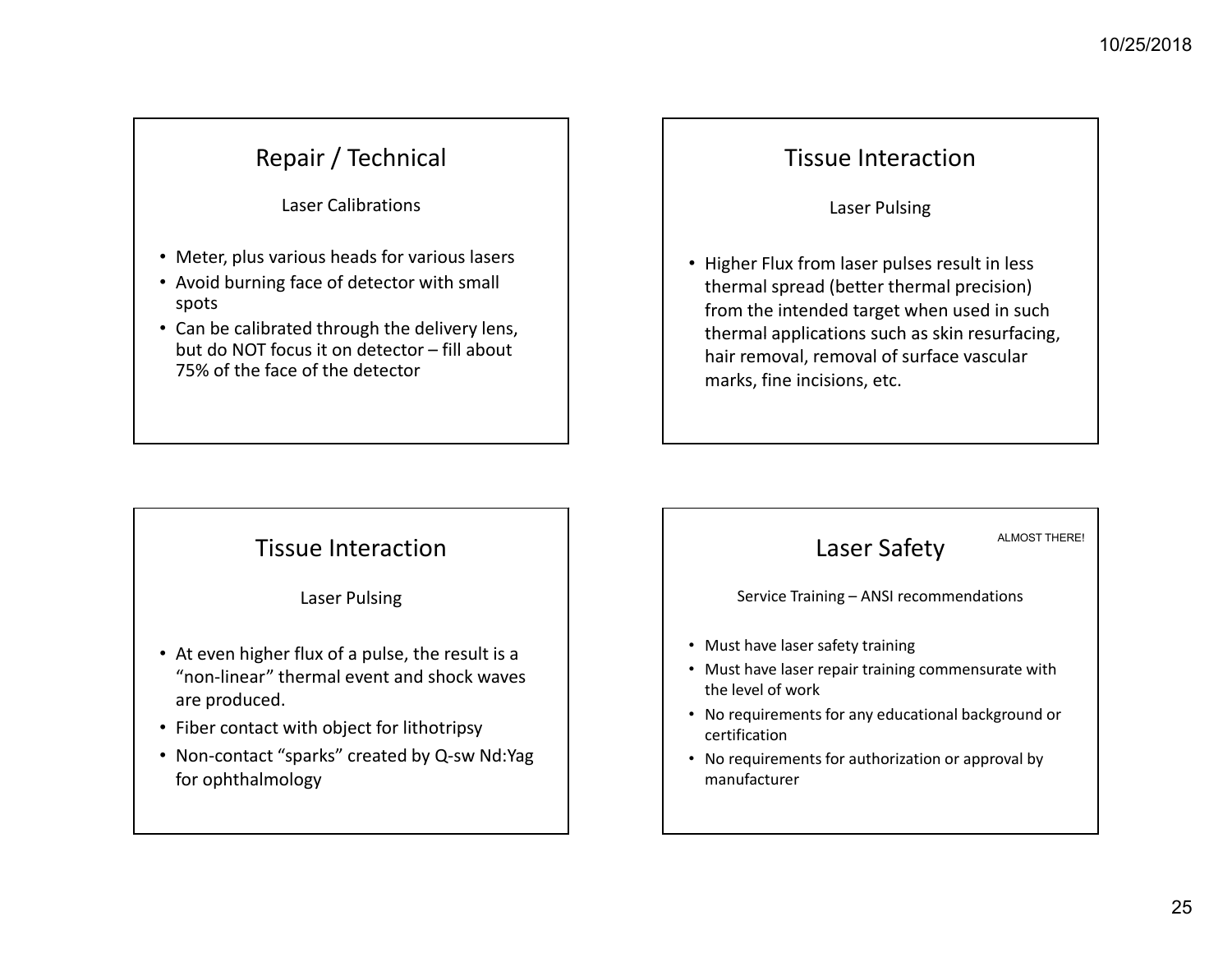## Repair / Technical

Laser Calibrations

- Meter, plus various heads for various lasers
- Avoid burning face of detector with small spots
- Can be calibrated through the delivery lens, but do NOT focus it on detector – fill about 75% of the face of the detector

## Tissue Interaction

Laser Pulsing

- Higher Flux from laser pulses result in less thermal spread (better thermal precision) from the intended target when used in such thermal applications such as skin resurfacing, hair removal, removal of surface vascular marks, fine incisions, etc.

## Tissue Interaction

Laser Pulsing

- At even higher flux of a pulse, the result is a "non-linear" thermal event and shock waves are produced.
- Fiber contact with object for lithotripsy
- Non-contact "sparks" created by Q-sw Nd:Yag for ophthalmology

## Laser Safety

ALMOST THERE!

Service Training – ANSI recommendations

- Must have laser safety training
- Must have laser repair training commensurate with the level of work
- No requirements for any educational background or certification
- No requirements for authorization or approval by manufacturer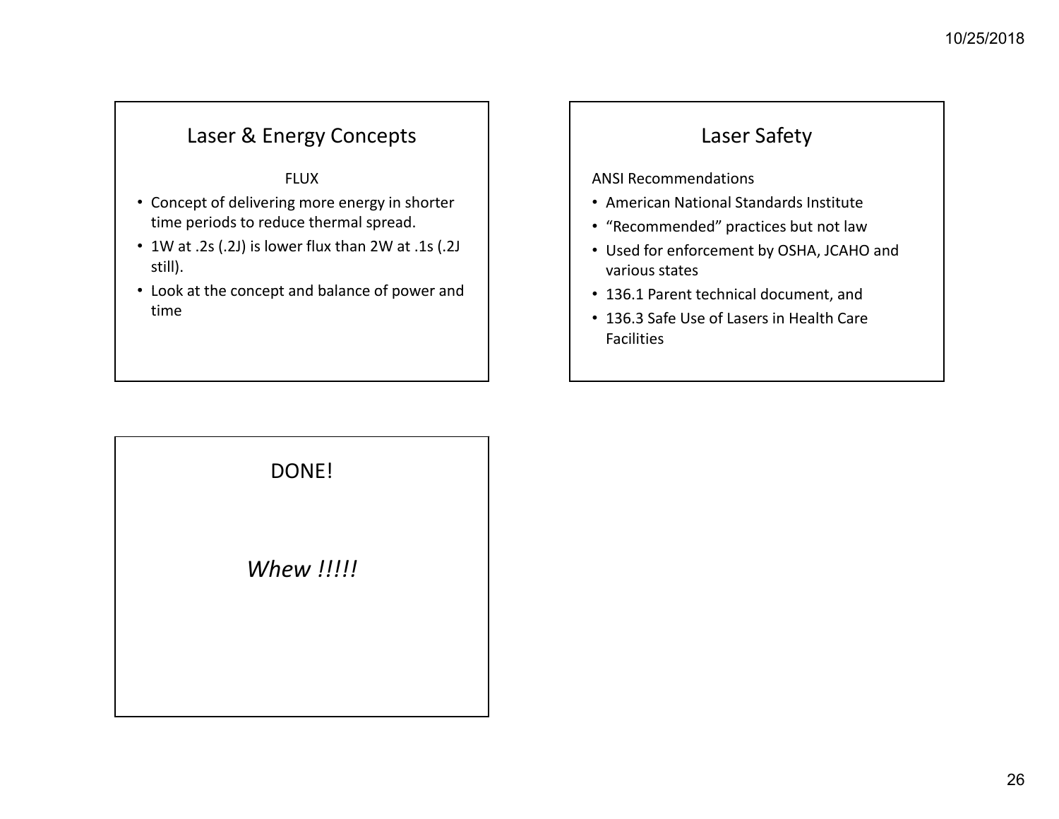## Laser & Energy Concepts

FLUX

- Concept of delivering more energy in shorter time periods to reduce thermal spread.
- 1W at .2s (.2J) is lower flux than 2W at .1s (.2J still).
- Look at the concept and balance of power and time

## Laser Safety

ANSI Recommendations

- American National Standards Institute
- “Recommended” practices but not law
- Used for enforcement by OSHA, JCAHO and various states
- 136.1 Parent technical document, and
- 136.3 Safe Use of Lasers in Health Care Facilities

## DONE!

*Whew !!!!!*